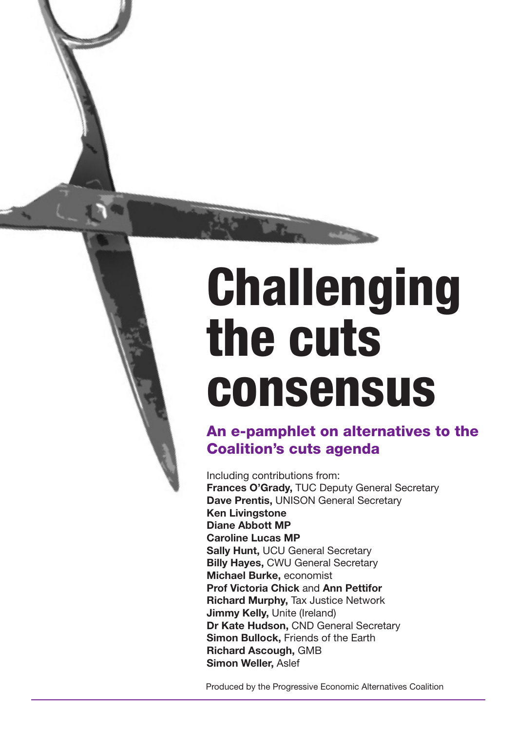# Challenging the cuts consensus

## An e-pamphlet on alternatives to the Coalition's cuts agenda

Including contributions from:
**Frances O'Grady,** TUC Deputy General Secretary
**Dave Prentis,** UNISON General Secretary
**Ken Livingstone**
**Diane Abbott MP**
**Caroline Lucas MP**
**Sally Hunt,** UCU General Secretary
**Billy Hayes,** CWU General Secretary
**Michael Burke,** economist
**Prof Victoria Chick** and **Ann Pettifor**
**Richard Murphy,** Tax Justice Network
**Jimmy Kelly,** Unite (Ireland)
**Dr Kate Hudson,** CND General Secretary
**Simon Bullock,** Friends of the Earth
**Richard Ascough,** GMB
**Simon Weller,** Aslef

Produced by the Progressive Economic Alternatives Coalition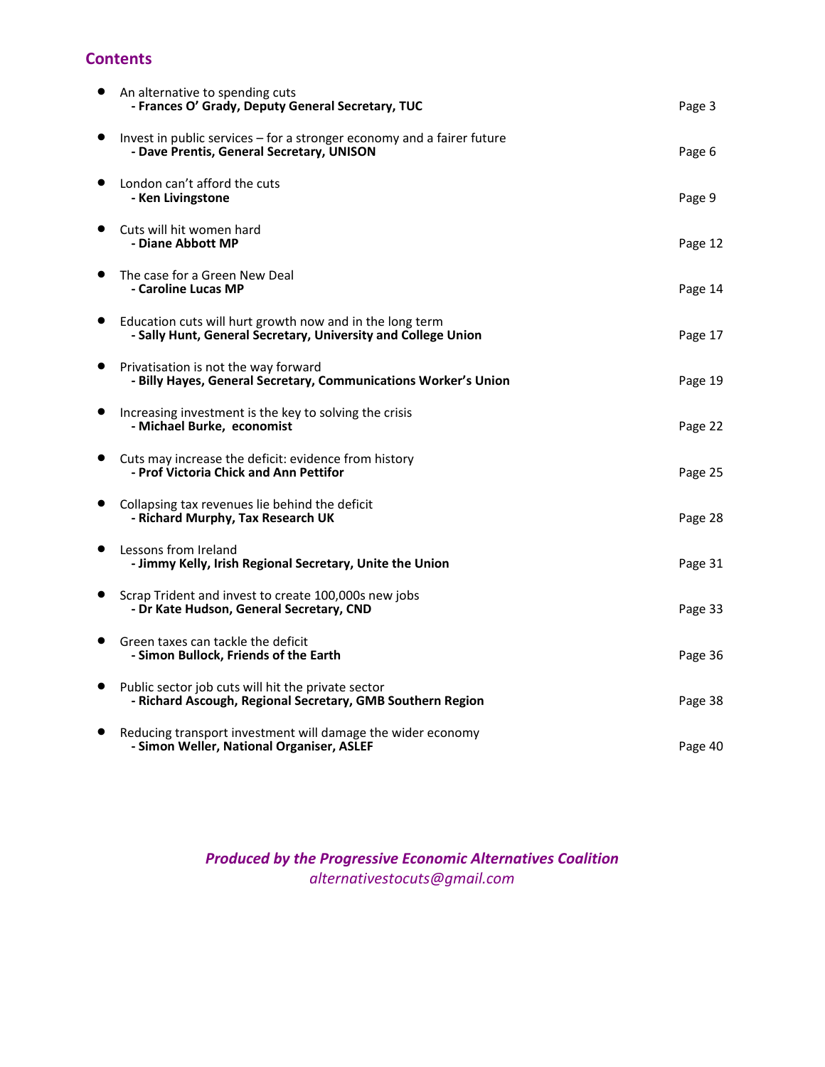## Contents

- An alternative to spending cuts
  **- Frances O' Grady, Deputy General Secretary, TUC** — Page 3
- Invest in public services – for a stronger economy and a fairer future
  **- Dave Prentis, General Secretary, UNISON** — Page 6
- London can't afford the cuts
  **- Ken Livingstone** — Page 9
- Cuts will hit women hard
  **- Diane Abbott MP** — Page 12
- The case for a Green New Deal
  **- Caroline Lucas MP** — Page 14
- Education cuts will hurt growth now and in the long term
  **- Sally Hunt, General Secretary, University and College Union** — Page 17
- Privatisation is not the way forward
  **- Billy Hayes, General Secretary, Communications Worker's Union** — Page 19
- Increasing investment is the key to solving the crisis
  **- Michael Burke, economist** — Page 22
- Cuts may increase the deficit: evidence from history
  **- Prof Victoria Chick and Ann Pettifor** — Page 25
- Collapsing tax revenues lie behind the deficit
  **- Richard Murphy, Tax Research UK** — Page 28
- Lessons from Ireland
  **- Jimmy Kelly, Irish Regional Secretary, Unite the Union** — Page 31
- Scrap Trident and invest to create 100,000s new jobs
  **- Dr Kate Hudson, General Secretary, CND** — Page 33
- Green taxes can tackle the deficit
  **- Simon Bullock, Friends of the Earth** — Page 36
- Public sector job cuts will hit the private sector
  **- Richard Ascough, Regional Secretary, GMB Southern Region** — Page 38
- Reducing transport investment will damage the wider economy
  **- Simon Weller, National Organiser, ASLEF** — Page 40

***Produced by the Progressive Economic Alternatives Coalition***
*alternativestocuts@gmail.com*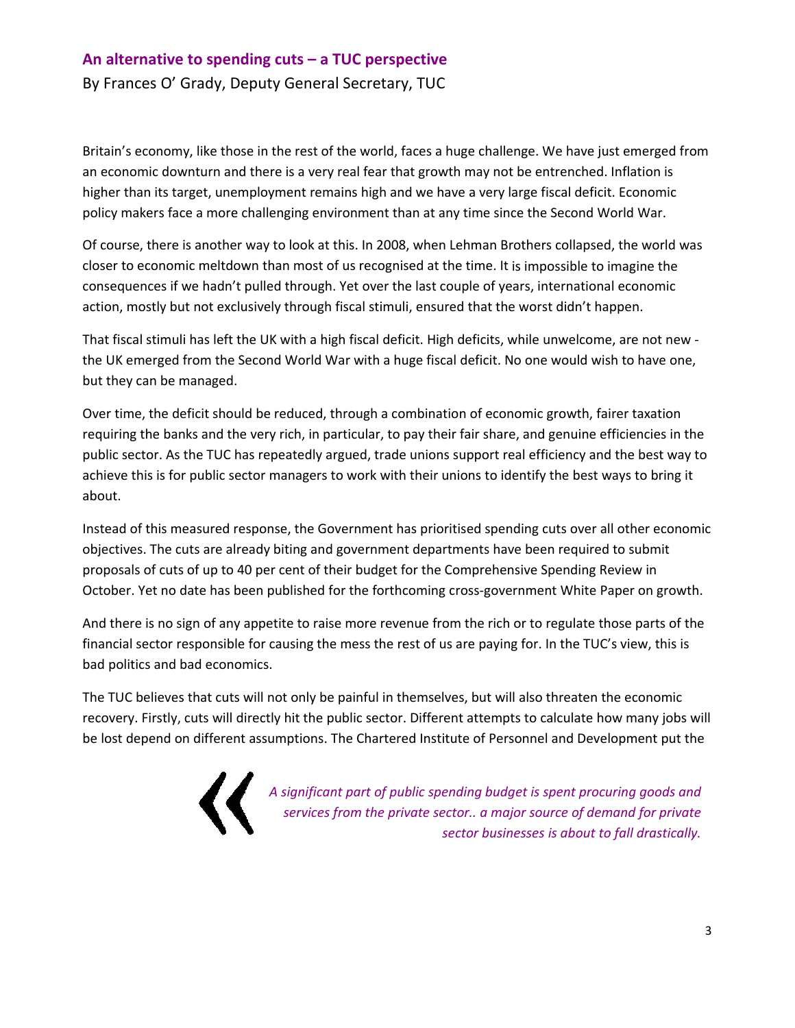## An alternative to spending cuts – a TUC perspective

By Frances O' Grady, Deputy General Secretary, TUC

Britain's economy, like those in the rest of the world, faces a huge challenge. We have just emerged from an economic downturn and there is a very real fear that growth may not be entrenched. Inflation is higher than its target, unemployment remains high and we have a very large fiscal deficit. Economic policy makers face a more challenging environment than at any time since the Second World War.

Of course, there is another way to look at this. In 2008, when Lehman Brothers collapsed, the world was closer to economic meltdown than most of us recognised at the time. It is impossible to imagine the consequences if we hadn't pulled through. Yet over the last couple of years, international economic action, mostly but not exclusively through fiscal stimuli, ensured that the worst didn't happen.

That fiscal stimuli has left the UK with a high fiscal deficit. High deficits, while unwelcome, are not new - the UK emerged from the Second World War with a huge fiscal deficit. No one would wish to have one, but they can be managed.

Over time, the deficit should be reduced, through a combination of economic growth, fairer taxation requiring the banks and the very rich, in particular, to pay their fair share, and genuine efficiencies in the public sector. As the TUC has repeatedly argued, trade unions support real efficiency and the best way to achieve this is for public sector managers to work with their unions to identify the best ways to bring it about.

Instead of this measured response, the Government has prioritised spending cuts over all other economic objectives. The cuts are already biting and government departments have been required to submit proposals of cuts of up to 40 per cent of their budget for the Comprehensive Spending Review in October. Yet no date has been published for the forthcoming cross-government White Paper on growth.

And there is no sign of any appetite to raise more revenue from the rich or to regulate those parts of the financial sector responsible for causing the mess the rest of us are paying for. In the TUC's view, this is bad politics and bad economics.

The TUC believes that cuts will not only be painful in themselves, but will also threaten the economic recovery. Firstly, cuts will directly hit the public sector. Different attempts to calculate how many jobs will be lost depend on different assumptions. The Chartered Institute of Personnel and Development put the

> *A significant part of public spending budget is spent procuring goods and services from the private sector.. a major source of demand for private sector businesses is about to fall drastically.*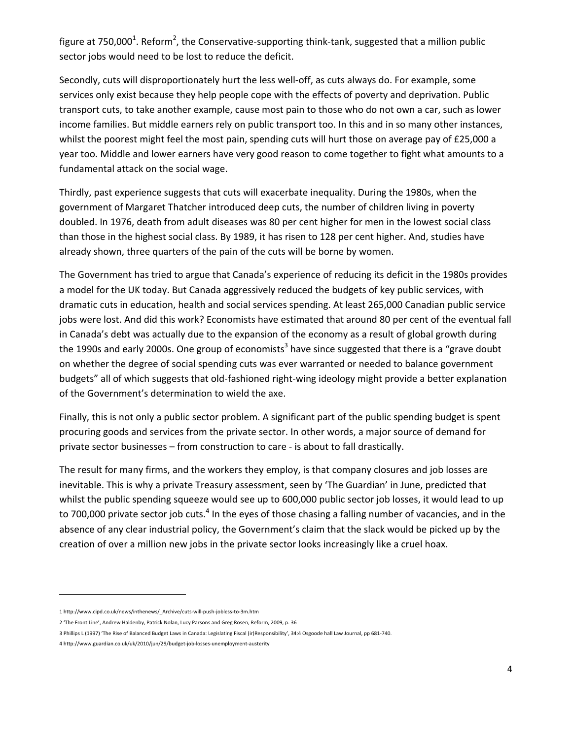figure at 750,000[1]. Reform[2], the Conservative-supporting think-tank, suggested that a million public sector jobs would need to be lost to reduce the deficit.

Secondly, cuts will disproportionately hurt the less well-off, as cuts always do. For example, some services only exist because they help people cope with the effects of poverty and deprivation. Public transport cuts, to take another example, cause most pain to those who do not own a car, such as lower income families. But middle earners rely on public transport too. In this and in so many other instances, whilst the poorest might feel the most pain, spending cuts will hurt those on average pay of £25,000 a year too. Middle and lower earners have very good reason to come together to fight what amounts to a fundamental attack on the social wage.

Thirdly, past experience suggests that cuts will exacerbate inequality. During the 1980s, when the government of Margaret Thatcher introduced deep cuts, the number of children living in poverty doubled. In 1976, death from adult diseases was 80 per cent higher for men in the lowest social class than those in the highest social class. By 1989, it has risen to 128 per cent higher. And, studies have already shown, three quarters of the pain of the cuts will be borne by women.

The Government has tried to argue that Canada's experience of reducing its deficit in the 1980s provides a model for the UK today. But Canada aggressively reduced the budgets of key public services, with dramatic cuts in education, health and social services spending. At least 265,000 Canadian public service jobs were lost. And did this work? Economists have estimated that around 80 per cent of the eventual fall in Canada's debt was actually due to the expansion of the economy as a result of global growth during the 1990s and early 2000s. One group of economists[3] have since suggested that there is a "grave doubt on whether the degree of social spending cuts was ever warranted or needed to balance government budgets" all of which suggests that old-fashioned right-wing ideology might provide a better explanation of the Government's determination to wield the axe.

Finally, this is not only a public sector problem. A significant part of the public spending budget is spent procuring goods and services from the private sector. In other words, a major source of demand for private sector businesses – from construction to care - is about to fall drastically.

The result for many firms, and the workers they employ, is that company closures and job losses are inevitable. This is why a private Treasury assessment, seen by 'The Guardian' in June, predicted that whilst the public spending squeeze would see up to 600,000 public sector job losses, it would lead to up to 700,000 private sector job cuts.[4] In the eyes of those chasing a falling number of vacancies, and in the absence of any clear industrial policy, the Government's claim that the slack would be picked up by the creation of over a million new jobs in the private sector looks increasingly like a cruel hoax.

---

1 http://www.cipd.co.uk/news/inthenews/_Archive/cuts-will-push-jobless-to-3m.htm

2 'The Front Line', Andrew Haldenby, Patrick Nolan, Lucy Parsons and Greg Rosen, Reform, 2009, p. 36

3 Phillips L (1997) 'The Rise of Balanced Budget Laws in Canada: Legislating Fiscal (ir)Responsibility', 34:4 Osgoode hall Law Journal, pp 681-740.

4 http://www.guardian.co.uk/uk/2010/jun/29/budget-job-losses-unemployment-austerity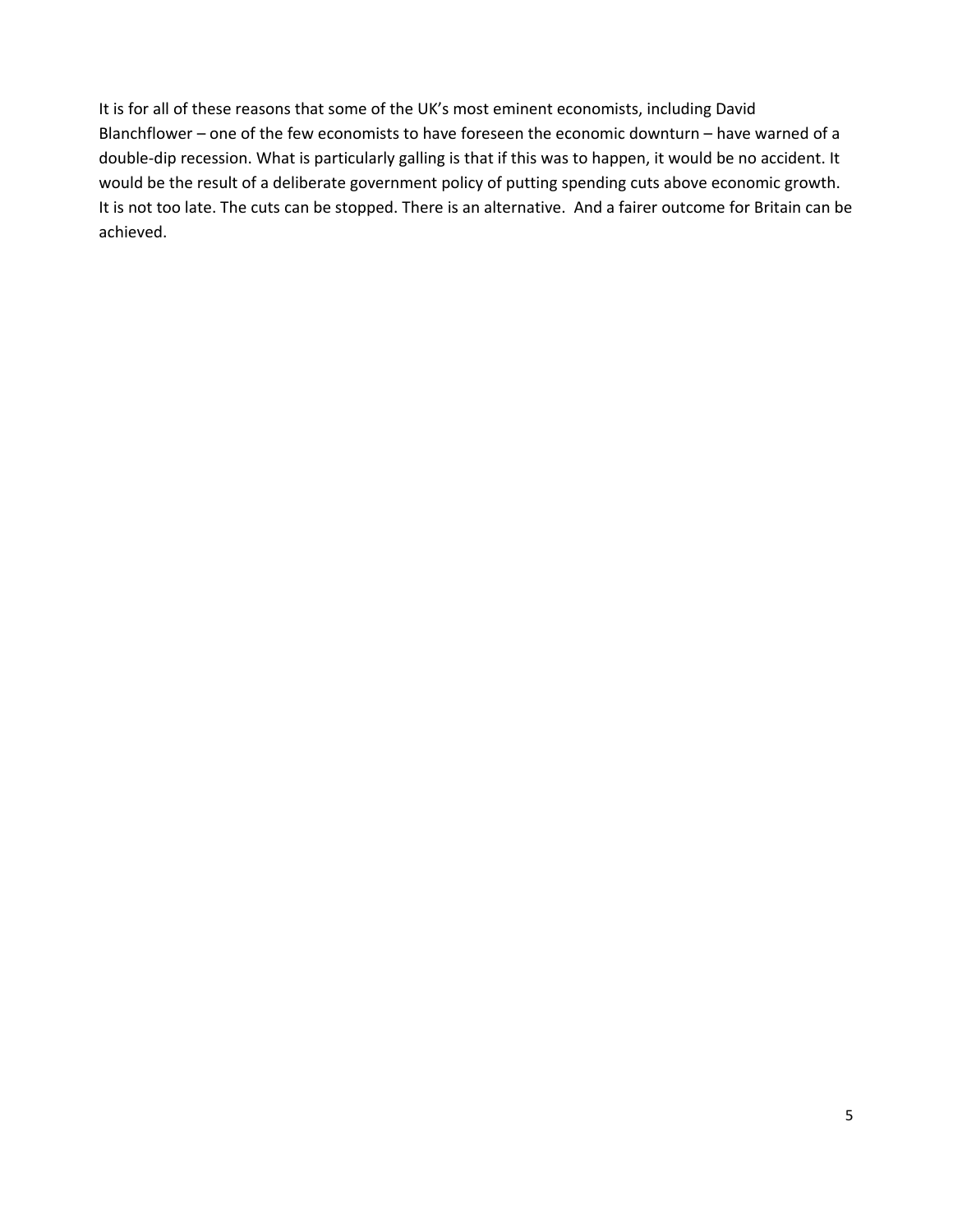It is for all of these reasons that some of the UK's most eminent economists, including David Blanchflower – one of the few economists to have foreseen the economic downturn – have warned of a double-dip recession. What is particularly galling is that if this was to happen, it would be no accident. It would be the result of a deliberate government policy of putting spending cuts above economic growth. It is not too late. The cuts can be stopped. There is an alternative. And a fairer outcome for Britain can be achieved.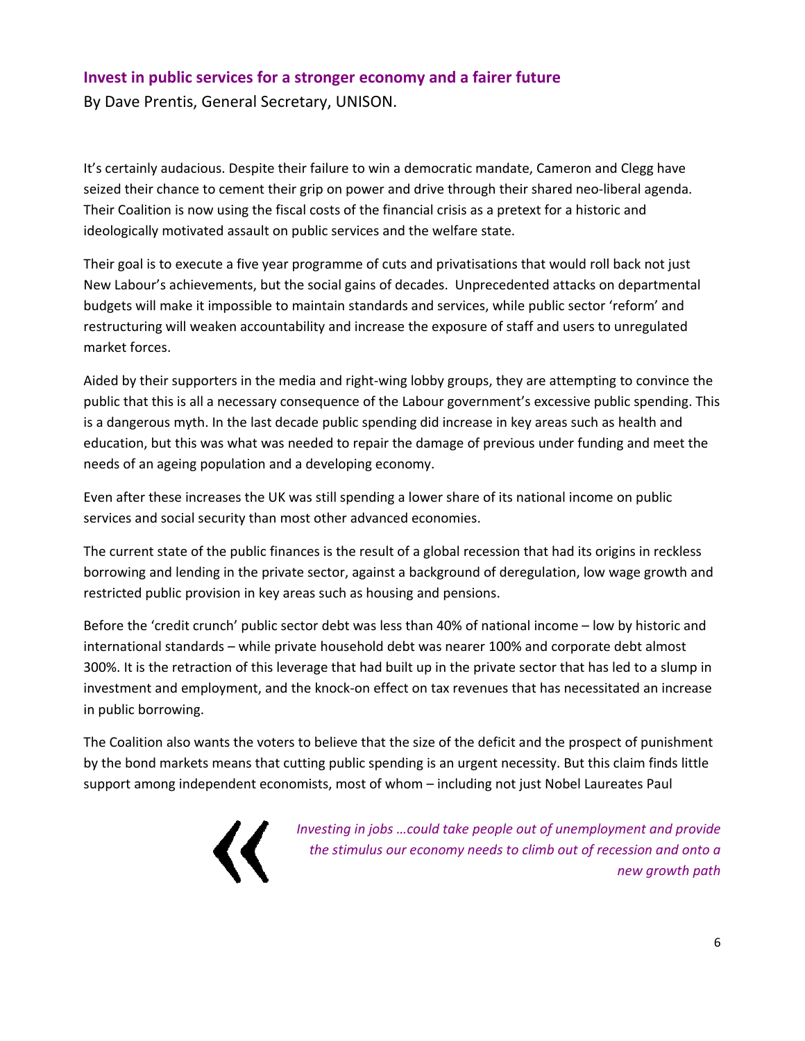## Invest in public services for a stronger economy and a fairer future

By Dave Prentis, General Secretary, UNISON.

It's certainly audacious. Despite their failure to win a democratic mandate, Cameron and Clegg have seized their chance to cement their grip on power and drive through their shared neo-liberal agenda. Their Coalition is now using the fiscal costs of the financial crisis as a pretext for a historic and ideologically motivated assault on public services and the welfare state.

Their goal is to execute a five year programme of cuts and privatisations that would roll back not just New Labour's achievements, but the social gains of decades. Unprecedented attacks on departmental budgets will make it impossible to maintain standards and services, while public sector 'reform' and restructuring will weaken accountability and increase the exposure of staff and users to unregulated market forces.

Aided by their supporters in the media and right-wing lobby groups, they are attempting to convince the public that this is all a necessary consequence of the Labour government's excessive public spending. This is a dangerous myth. In the last decade public spending did increase in key areas such as health and education, but this was what was needed to repair the damage of previous under funding and meet the needs of an ageing population and a developing economy.

Even after these increases the UK was still spending a lower share of its national income on public services and social security than most other advanced economies.

The current state of the public finances is the result of a global recession that had its origins in reckless borrowing and lending in the private sector, against a background of deregulation, low wage growth and restricted public provision in key areas such as housing and pensions.

Before the 'credit crunch' public sector debt was less than 40% of national income – low by historic and international standards – while private household debt was nearer 100% and corporate debt almost 300%. It is the retraction of this leverage that had built up in the private sector that has led to a slump in investment and employment, and the knock-on effect on tax revenues that has necessitated an increase in public borrowing.

The Coalition also wants the voters to believe that the size of the deficit and the prospect of punishment by the bond markets means that cutting public spending is an urgent necessity. But this claim finds little support among independent economists, most of whom – including not just Nobel Laureates Paul

> *Investing in jobs …could take people out of unemployment and provide the stimulus our economy needs to climb out of recession and onto a new growth path*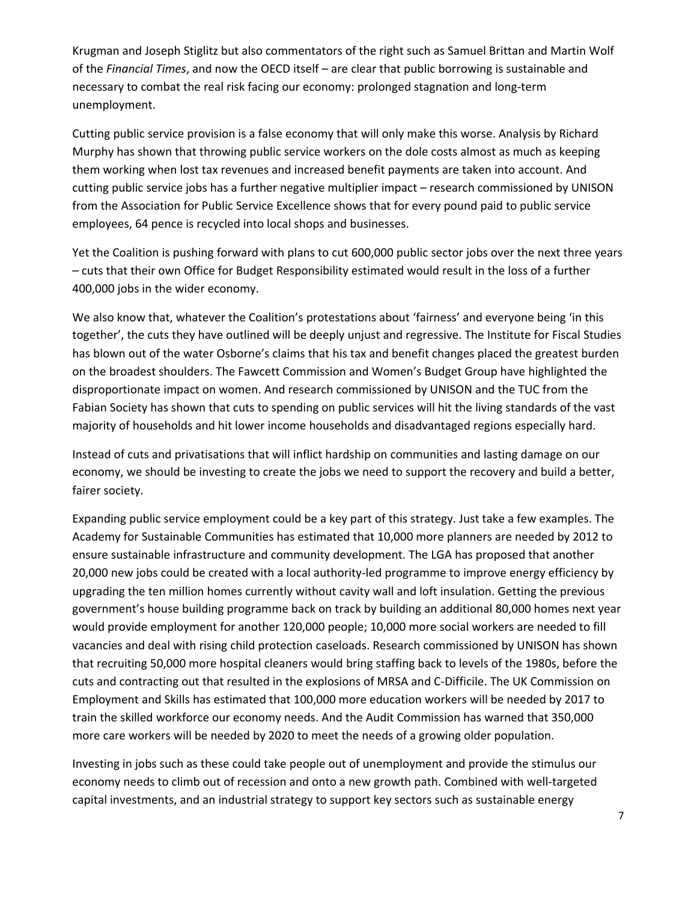Krugman and Joseph Stiglitz but also commentators of the right such as Samuel Brittan and Martin Wolf of the *Financial Times*, and now the OECD itself – are clear that public borrowing is sustainable and necessary to combat the real risk facing our economy: prolonged stagnation and long-term unemployment.

Cutting public service provision is a false economy that will only make this worse. Analysis by Richard Murphy has shown that throwing public service workers on the dole costs almost as much as keeping them working when lost tax revenues and increased benefit payments are taken into account. And cutting public service jobs has a further negative multiplier impact – research commissioned by UNISON from the Association for Public Service Excellence shows that for every pound paid to public service employees, 64 pence is recycled into local shops and businesses.

Yet the Coalition is pushing forward with plans to cut 600,000 public sector jobs over the next three years – cuts that their own Office for Budget Responsibility estimated would result in the loss of a further 400,000 jobs in the wider economy.

We also know that, whatever the Coalition's protestations about 'fairness' and everyone being 'in this together', the cuts they have outlined will be deeply unjust and regressive. The Institute for Fiscal Studies has blown out of the water Osborne's claims that his tax and benefit changes placed the greatest burden on the broadest shoulders. The Fawcett Commission and Women's Budget Group have highlighted the disproportionate impact on women. And research commissioned by UNISON and the TUC from the Fabian Society has shown that cuts to spending on public services will hit the living standards of the vast majority of households and hit lower income households and disadvantaged regions especially hard.

Instead of cuts and privatisations that will inflict hardship on communities and lasting damage on our economy, we should be investing to create the jobs we need to support the recovery and build a better, fairer society.

Expanding public service employment could be a key part of this strategy. Just take a few examples. The Academy for Sustainable Communities has estimated that 10,000 more planners are needed by 2012 to ensure sustainable infrastructure and community development. The LGA has proposed that another 20,000 new jobs could be created with a local authority-led programme to improve energy efficiency by upgrading the ten million homes currently without cavity wall and loft insulation. Getting the previous government's house building programme back on track by building an additional 80,000 homes next year would provide employment for another 120,000 people; 10,000 more social workers are needed to fill vacancies and deal with rising child protection caseloads. Research commissioned by UNISON has shown that recruiting 50,000 more hospital cleaners would bring staffing back to levels of the 1980s, before the cuts and contracting out that resulted in the explosions of MRSA and C-Difficile. The UK Commission on Employment and Skills has estimated that 100,000 more education workers will be needed by 2017 to train the skilled workforce our economy needs. And the Audit Commission has warned that 350,000 more care workers will be needed by 2020 to meet the needs of a growing older population.

Investing in jobs such as these could take people out of unemployment and provide the stimulus our economy needs to climb out of recession and onto a new growth path. Combined with well-targeted capital investments, and an industrial strategy to support key sectors such as sustainable energy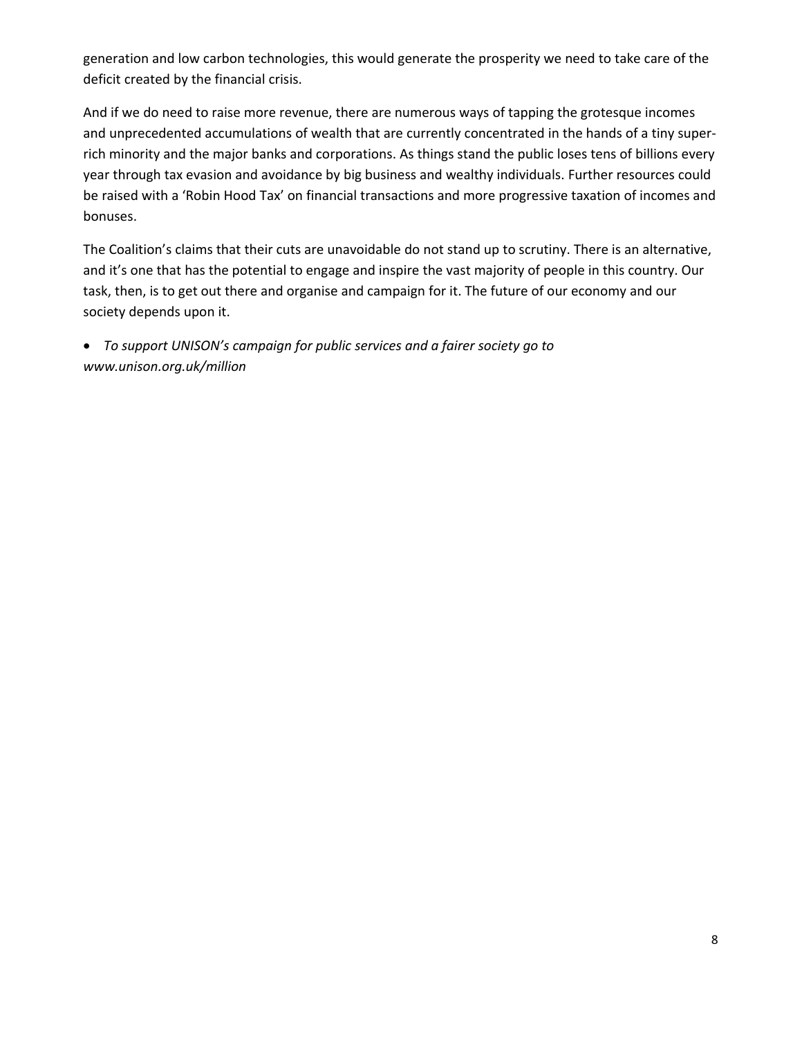generation and low carbon technologies, this would generate the prosperity we need to take care of the deficit created by the financial crisis.

And if we do need to raise more revenue, there are numerous ways of tapping the grotesque incomes and unprecedented accumulations of wealth that are currently concentrated in the hands of a tiny super-rich minority and the major banks and corporations. As things stand the public loses tens of billions every year through tax evasion and avoidance by big business and wealthy individuals. Further resources could be raised with a 'Robin Hood Tax' on financial transactions and more progressive taxation of incomes and bonuses.

The Coalition's claims that their cuts are unavoidable do not stand up to scrutiny. There is an alternative, and it's one that has the potential to engage and inspire the vast majority of people in this country. Our task, then, is to get out there and organise and campaign for it. The future of our economy and our society depends upon it.

- *To support UNISON's campaign for public services and a fairer society go to www.unison.org.uk/million*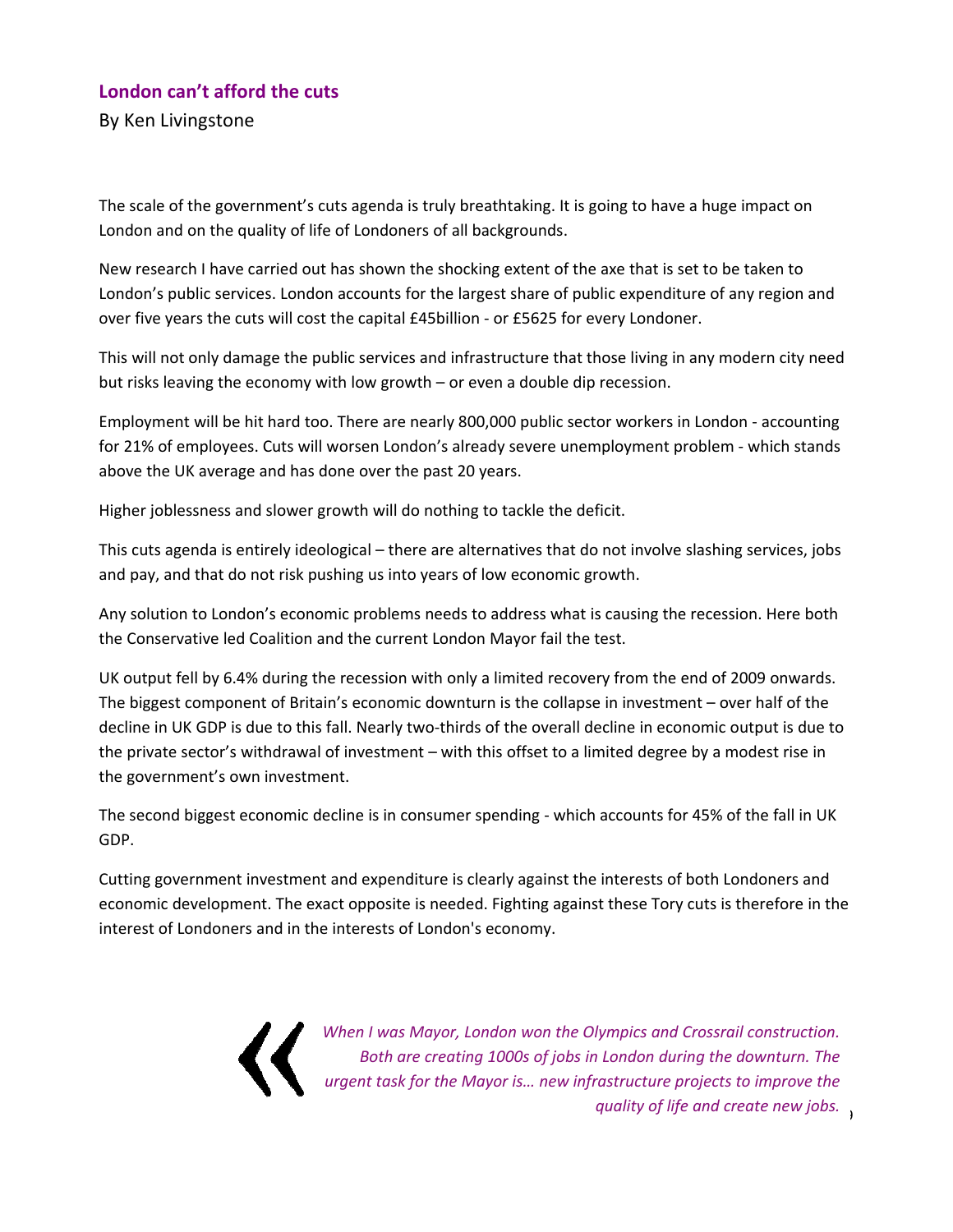## London can't afford the cuts

By Ken Livingstone

The scale of the government's cuts agenda is truly breathtaking. It is going to have a huge impact on London and on the quality of life of Londoners of all backgrounds.

New research I have carried out has shown the shocking extent of the axe that is set to be taken to London's public services. London accounts for the largest share of public expenditure of any region and over five years the cuts will cost the capital £45billion - or £5625 for every Londoner.

This will not only damage the public services and infrastructure that those living in any modern city need but risks leaving the economy with low growth – or even a double dip recession.

Employment will be hit hard too. There are nearly 800,000 public sector workers in London - accounting for 21% of employees. Cuts will worsen London's already severe unemployment problem - which stands above the UK average and has done over the past 20 years.

Higher joblessness and slower growth will do nothing to tackle the deficit.

This cuts agenda is entirely ideological – there are alternatives that do not involve slashing services, jobs and pay, and that do not risk pushing us into years of low economic growth.

Any solution to London's economic problems needs to address what is causing the recession. Here both the Conservative led Coalition and the current London Mayor fail the test.

UK output fell by 6.4% during the recession with only a limited recovery from the end of 2009 onwards. The biggest component of Britain's economic downturn is the collapse in investment – over half of the decline in UK GDP is due to this fall. Nearly two-thirds of the overall decline in economic output is due to the private sector's withdrawal of investment – with this offset to a limited degree by a modest rise in the government's own investment.

The second biggest economic decline is in consumer spending - which accounts for 45% of the fall in UK GDP.

Cutting government investment and expenditure is clearly against the interests of both Londoners and economic development. The exact opposite is needed. Fighting against these Tory cuts is therefore in the interest of Londoners and in the interests of London's economy.

> *When I was Mayor, London won the Olympics and Crossrail construction. Both are creating 1000s of jobs in London during the downturn. The urgent task for the Mayor is… new infrastructure projects to improve the quality of life and create new jobs.*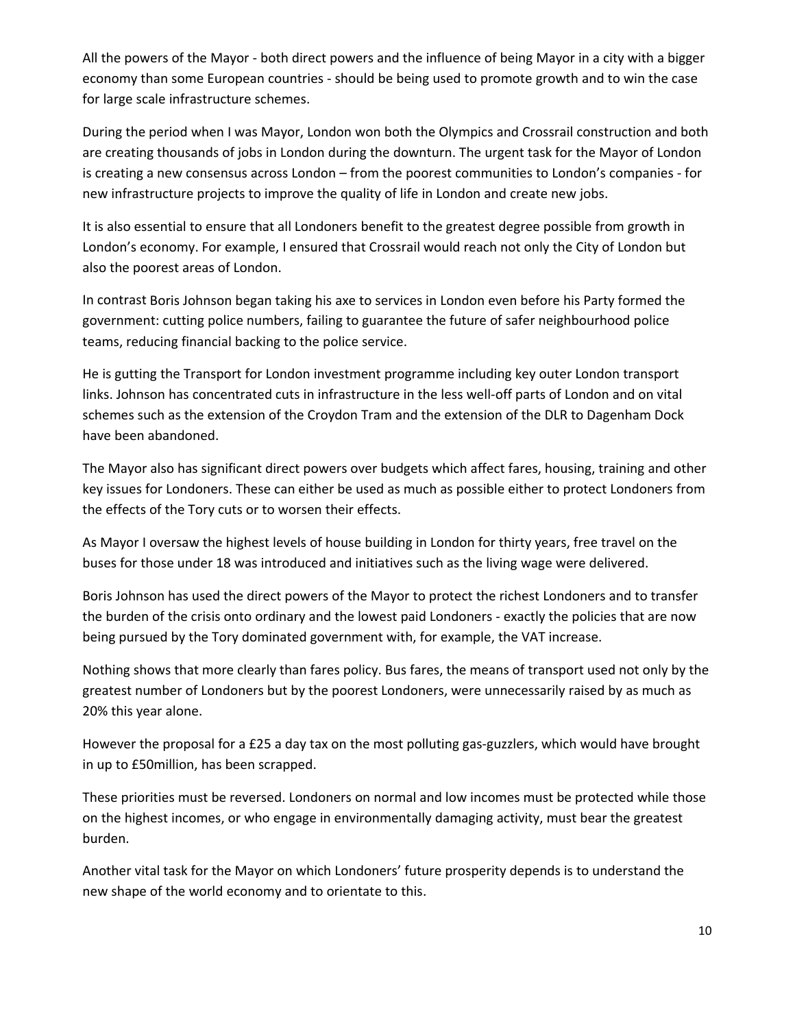All the powers of the Mayor - both direct powers and the influence of being Mayor in a city with a bigger economy than some European countries - should be being used to promote growth and to win the case for large scale infrastructure schemes.

During the period when I was Mayor, London won both the Olympics and Crossrail construction and both are creating thousands of jobs in London during the downturn. The urgent task for the Mayor of London is creating a new consensus across London – from the poorest communities to London's companies - for new infrastructure projects to improve the quality of life in London and create new jobs.

It is also essential to ensure that all Londoners benefit to the greatest degree possible from growth in London's economy. For example, I ensured that Crossrail would reach not only the City of London but also the poorest areas of London.

In contrast Boris Johnson began taking his axe to services in London even before his Party formed the government: cutting police numbers, failing to guarantee the future of safer neighbourhood police teams, reducing financial backing to the police service.

He is gutting the Transport for London investment programme including key outer London transport links. Johnson has concentrated cuts in infrastructure in the less well-off parts of London and on vital schemes such as the extension of the Croydon Tram and the extension of the DLR to Dagenham Dock have been abandoned.

The Mayor also has significant direct powers over budgets which affect fares, housing, training and other key issues for Londoners. These can either be used as much as possible either to protect Londoners from the effects of the Tory cuts or to worsen their effects.

As Mayor I oversaw the highest levels of house building in London for thirty years, free travel on the buses for those under 18 was introduced and initiatives such as the living wage were delivered.

Boris Johnson has used the direct powers of the Mayor to protect the richest Londoners and to transfer the burden of the crisis onto ordinary and the lowest paid Londoners - exactly the policies that are now being pursued by the Tory dominated government with, for example, the VAT increase.

Nothing shows that more clearly than fares policy. Bus fares, the means of transport used not only by the greatest number of Londoners but by the poorest Londoners, were unnecessarily raised by as much as 20% this year alone.

However the proposal for a £25 a day tax on the most polluting gas-guzzlers, which would have brought in up to £50million, has been scrapped.

These priorities must be reversed. Londoners on normal and low incomes must be protected while those on the highest incomes, or who engage in environmentally damaging activity, must bear the greatest burden.

Another vital task for the Mayor on which Londoners' future prosperity depends is to understand the new shape of the world economy and to orientate to this.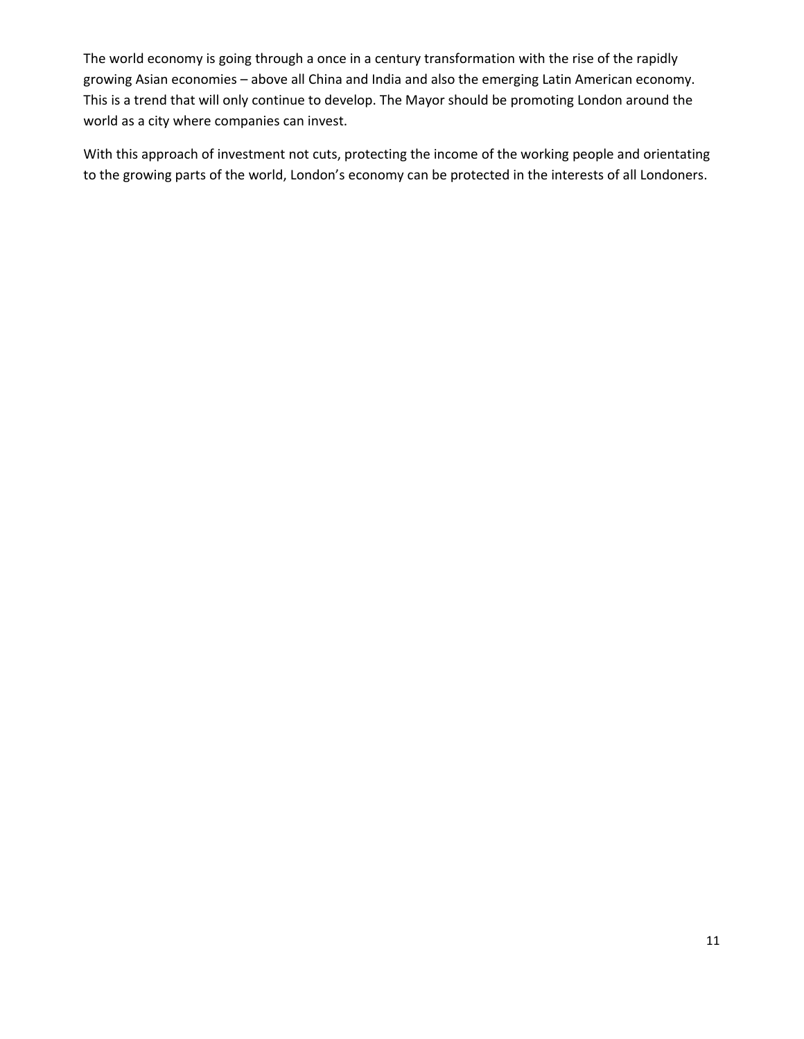The world economy is going through a once in a century transformation with the rise of the rapidly growing Asian economies – above all China and India and also the emerging Latin American economy. This is a trend that will only continue to develop. The Mayor should be promoting London around the world as a city where companies can invest.

With this approach of investment not cuts, protecting the income of the working people and orientating to the growing parts of the world, London's economy can be protected in the interests of all Londoners.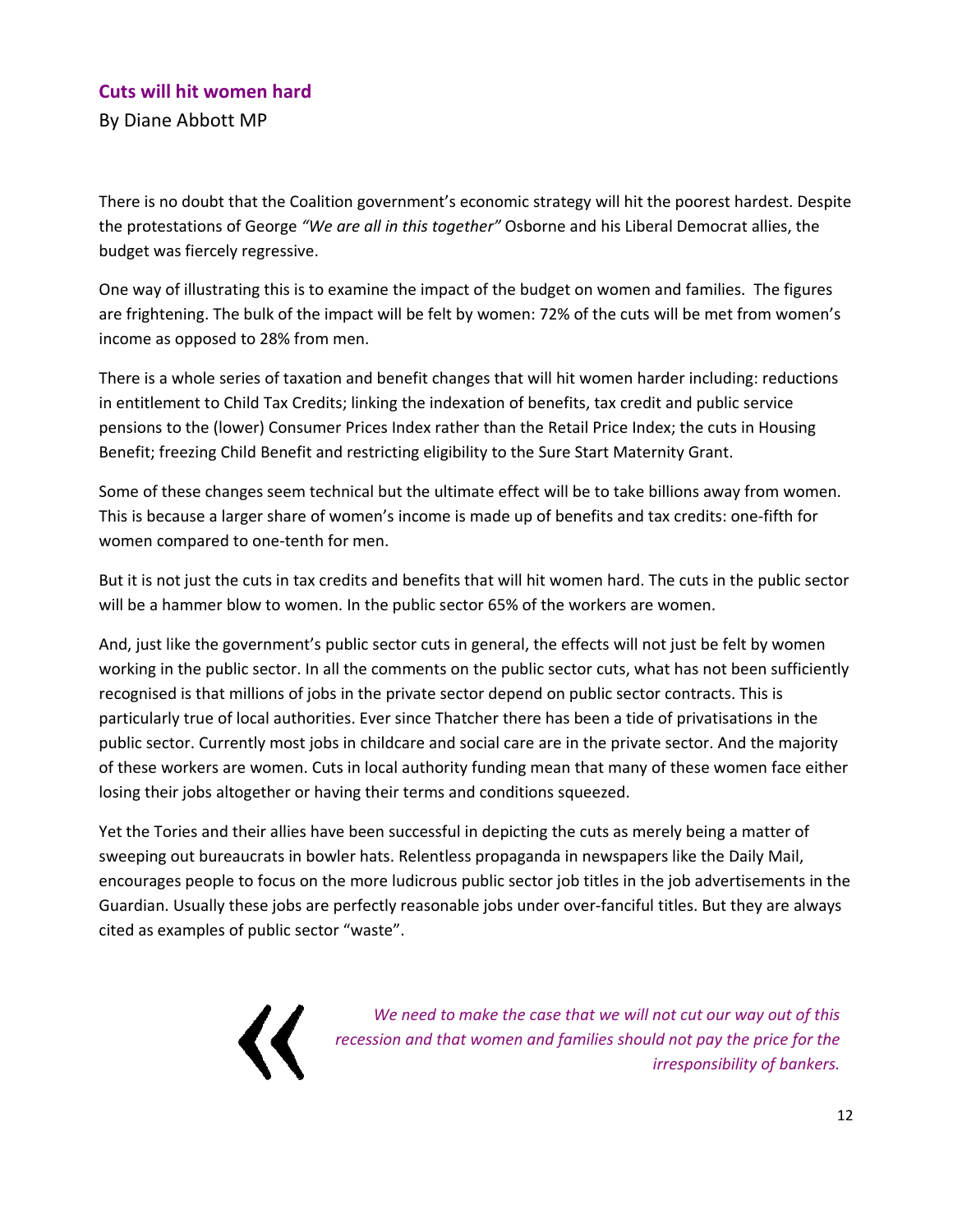## Cuts will hit women hard

By Diane Abbott MP

There is no doubt that the Coalition government's economic strategy will hit the poorest hardest. Despite the protestations of George *"We are all in this together"* Osborne and his Liberal Democrat allies, the budget was fiercely regressive.

One way of illustrating this is to examine the impact of the budget on women and families. The figures are frightening. The bulk of the impact will be felt by women: 72% of the cuts will be met from women's income as opposed to 28% from men.

There is a whole series of taxation and benefit changes that will hit women harder including: reductions in entitlement to Child Tax Credits; linking the indexation of benefits, tax credit and public service pensions to the (lower) Consumer Prices Index rather than the Retail Price Index; the cuts in Housing Benefit; freezing Child Benefit and restricting eligibility to the Sure Start Maternity Grant.

Some of these changes seem technical but the ultimate effect will be to take billions away from women. This is because a larger share of women's income is made up of benefits and tax credits: one-fifth for women compared to one-tenth for men.

But it is not just the cuts in tax credits and benefits that will hit women hard. The cuts in the public sector will be a hammer blow to women. In the public sector 65% of the workers are women.

And, just like the government's public sector cuts in general, the effects will not just be felt by women working in the public sector. In all the comments on the public sector cuts, what has not been sufficiently recognised is that millions of jobs in the private sector depend on public sector contracts. This is particularly true of local authorities. Ever since Thatcher there has been a tide of privatisations in the public sector. Currently most jobs in childcare and social care are in the private sector. And the majority of these workers are women. Cuts in local authority funding mean that many of these women face either losing their jobs altogether or having their terms and conditions squeezed.

Yet the Tories and their allies have been successful in depicting the cuts as merely being a matter of sweeping out bureaucrats in bowler hats. Relentless propaganda in newspapers like the Daily Mail, encourages people to focus on the more ludicrous public sector job titles in the job advertisements in the Guardian. Usually these jobs are perfectly reasonable jobs under over-fanciful titles. But they are always cited as examples of public sector "waste".

> *We need to make the case that we will not cut our way out of this recession and that women and families should not pay the price for the irresponsibility of bankers.*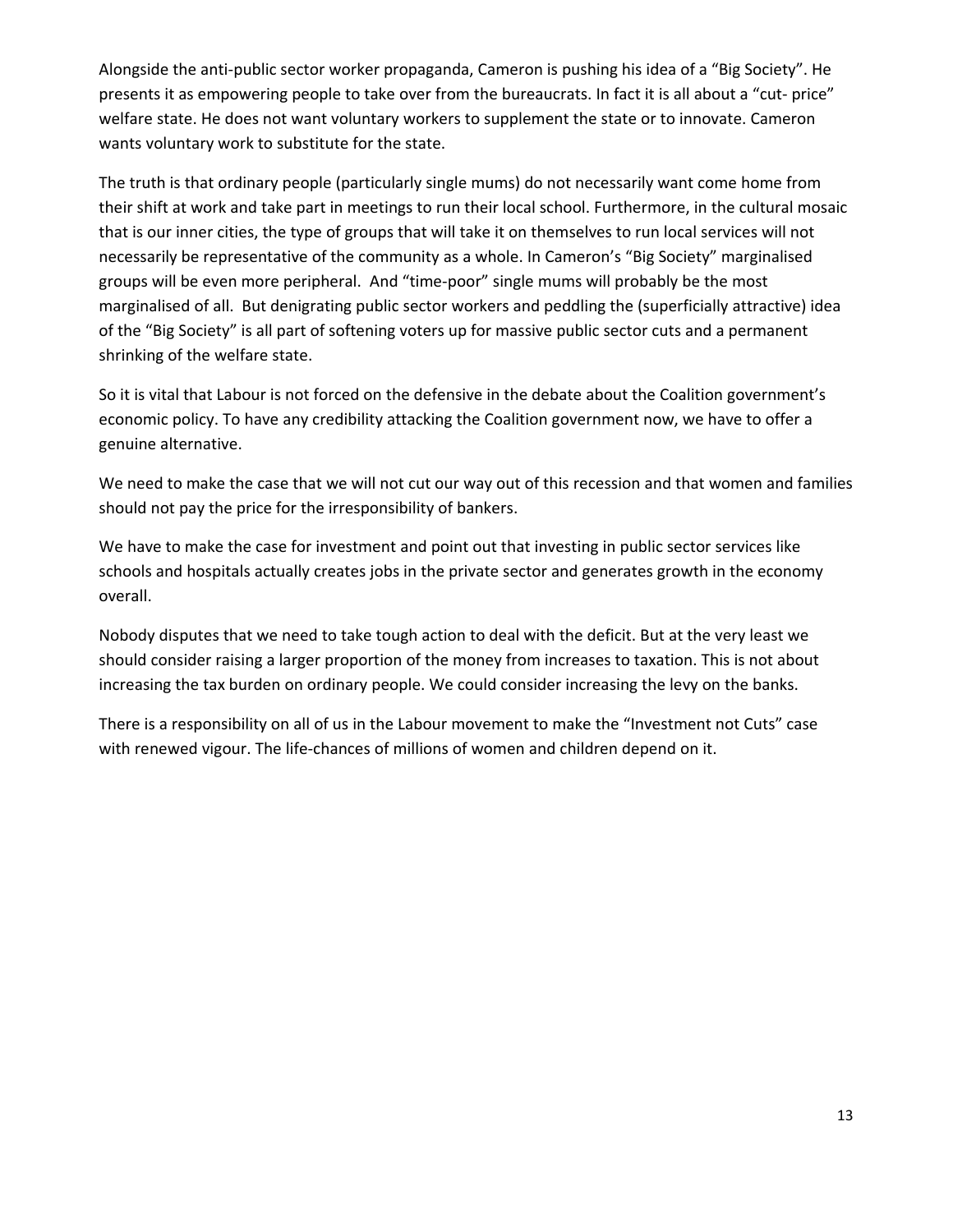Alongside the anti-public sector worker propaganda, Cameron is pushing his idea of a "Big Society". He presents it as empowering people to take over from the bureaucrats. In fact it is all about a "cut- price" welfare state. He does not want voluntary workers to supplement the state or to innovate. Cameron wants voluntary work to substitute for the state.

The truth is that ordinary people (particularly single mums) do not necessarily want come home from their shift at work and take part in meetings to run their local school. Furthermore, in the cultural mosaic that is our inner cities, the type of groups that will take it on themselves to run local services will not necessarily be representative of the community as a whole. In Cameron's "Big Society" marginalised groups will be even more peripheral. And "time-poor" single mums will probably be the most marginalised of all. But denigrating public sector workers and peddling the (superficially attractive) idea of the "Big Society" is all part of softening voters up for massive public sector cuts and a permanent shrinking of the welfare state.

So it is vital that Labour is not forced on the defensive in the debate about the Coalition government's economic policy. To have any credibility attacking the Coalition government now, we have to offer a genuine alternative.

We need to make the case that we will not cut our way out of this recession and that women and families should not pay the price for the irresponsibility of bankers.

We have to make the case for investment and point out that investing in public sector services like schools and hospitals actually creates jobs in the private sector and generates growth in the economy overall.

Nobody disputes that we need to take tough action to deal with the deficit. But at the very least we should consider raising a larger proportion of the money from increases to taxation. This is not about increasing the tax burden on ordinary people. We could consider increasing the levy on the banks.

There is a responsibility on all of us in the Labour movement to make the "Investment not Cuts" case with renewed vigour. The life-chances of millions of women and children depend on it.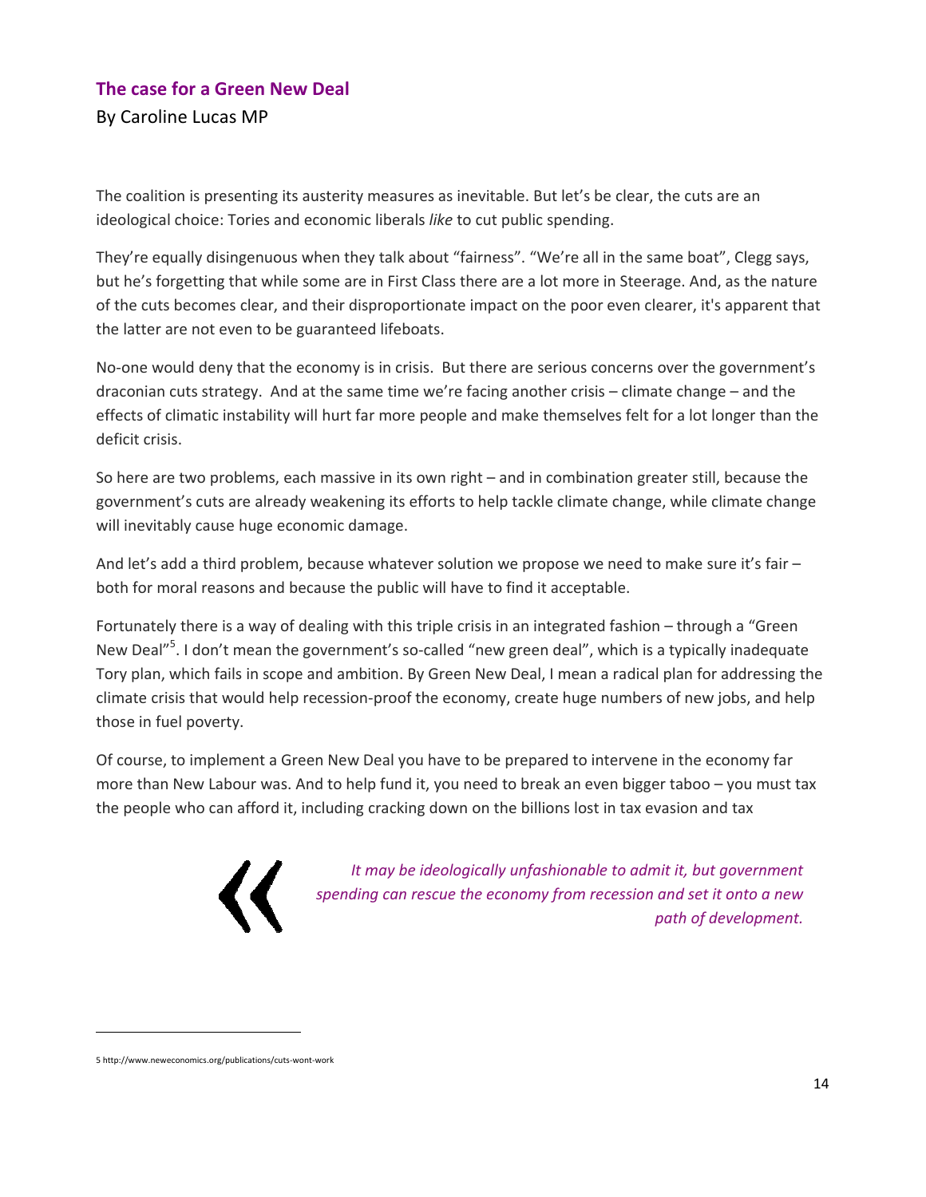## The case for a Green New Deal

By Caroline Lucas MP

The coalition is presenting its austerity measures as inevitable. But let's be clear, the cuts are an ideological choice: Tories and economic liberals *like* to cut public spending.

They're equally disingenuous when they talk about "fairness". "We're all in the same boat", Clegg says, but he's forgetting that while some are in First Class there are a lot more in Steerage. And, as the nature of the cuts becomes clear, and their disproportionate impact on the poor even clearer, it's apparent that the latter are not even to be guaranteed lifeboats.

No-one would deny that the economy is in crisis. But there are serious concerns over the government's draconian cuts strategy. And at the same time we're facing another crisis – climate change – and the effects of climatic instability will hurt far more people and make themselves felt for a lot longer than the deficit crisis.

So here are two problems, each massive in its own right – and in combination greater still, because the government's cuts are already weakening its efforts to help tackle climate change, while climate change will inevitably cause huge economic damage.

And let's add a third problem, because whatever solution we propose we need to make sure it's fair – both for moral reasons and because the public will have to find it acceptable.

Fortunately there is a way of dealing with this triple crisis in an integrated fashion – through a "Green New Deal"[5]. I don't mean the government's so-called "new green deal", which is a typically inadequate Tory plan, which fails in scope and ambition. By Green New Deal, I mean a radical plan for addressing the climate crisis that would help recession-proof the economy, create huge numbers of new jobs, and help those in fuel poverty.

Of course, to implement a Green New Deal you have to be prepared to intervene in the economy far more than New Labour was. And to help fund it, you need to break an even bigger taboo – you must tax the people who can afford it, including cracking down on the billions lost in tax evasion and tax

> *It may be ideologically unfashionable to admit it, but government spending can rescue the economy from recession and set it onto a new path of development.*

5 http://www.neweconomics.org/publications/cuts-wont-work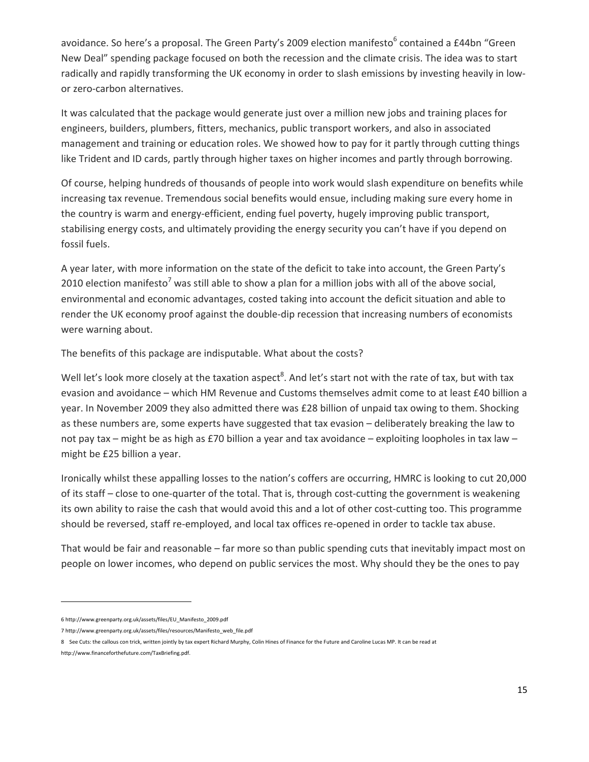avoidance. So here's a proposal. The Green Party's 2009 election manifesto[6] contained a £44bn "Green New Deal" spending package focused on both the recession and the climate crisis. The idea was to start radically and rapidly transforming the UK economy in order to slash emissions by investing heavily in low- or zero-carbon alternatives.

It was calculated that the package would generate just over a million new jobs and training places for engineers, builders, plumbers, fitters, mechanics, public transport workers, and also in associated management and training or education roles. We showed how to pay for it partly through cutting things like Trident and ID cards, partly through higher taxes on higher incomes and partly through borrowing.

Of course, helping hundreds of thousands of people into work would slash expenditure on benefits while increasing tax revenue. Tremendous social benefits would ensue, including making sure every home in the country is warm and energy-efficient, ending fuel poverty, hugely improving public transport, stabilising energy costs, and ultimately providing the energy security you can't have if you depend on fossil fuels.

A year later, with more information on the state of the deficit to take into account, the Green Party's 2010 election manifesto[7] was still able to show a plan for a million jobs with all of the above social, environmental and economic advantages, costed taking into account the deficit situation and able to render the UK economy proof against the double-dip recession that increasing numbers of economists were warning about.

The benefits of this package are indisputable. What about the costs?

Well let's look more closely at the taxation aspect[8]. And let's start not with the rate of tax, but with tax evasion and avoidance – which HM Revenue and Customs themselves admit come to at least £40 billion a year. In November 2009 they also admitted there was £28 billion of unpaid tax owing to them. Shocking as these numbers are, some experts have suggested that tax evasion – deliberately breaking the law to not pay tax – might be as high as £70 billion a year and tax avoidance – exploiting loopholes in tax law – might be £25 billion a year.

Ironically whilst these appalling losses to the nation's coffers are occurring, HMRC is looking to cut 20,000 of its staff – close to one-quarter of the total. That is, through cost-cutting the government is weakening its own ability to raise the cash that would avoid this and a lot of other cost-cutting too. This programme should be reversed, staff re-employed, and local tax offices re-opened in order to tackle tax abuse.

That would be fair and reasonable – far more so than public spending cuts that inevitably impact most on people on lower incomes, who depend on public services the most. Why should they be the ones to pay

---

6 http://www.greenparty.org.uk/assets/files/EU_Manifesto_2009.pdf

7 http://www.greenparty.org.uk/assets/files/resources/Manifesto_web_file.pdf

8 See Cuts: the callous con trick, written jointly by tax expert Richard Murphy, Colin Hines of Finance for the Future and Caroline Lucas MP. It can be read at http://www.financeforthefuture.com/TaxBriefing.pdf.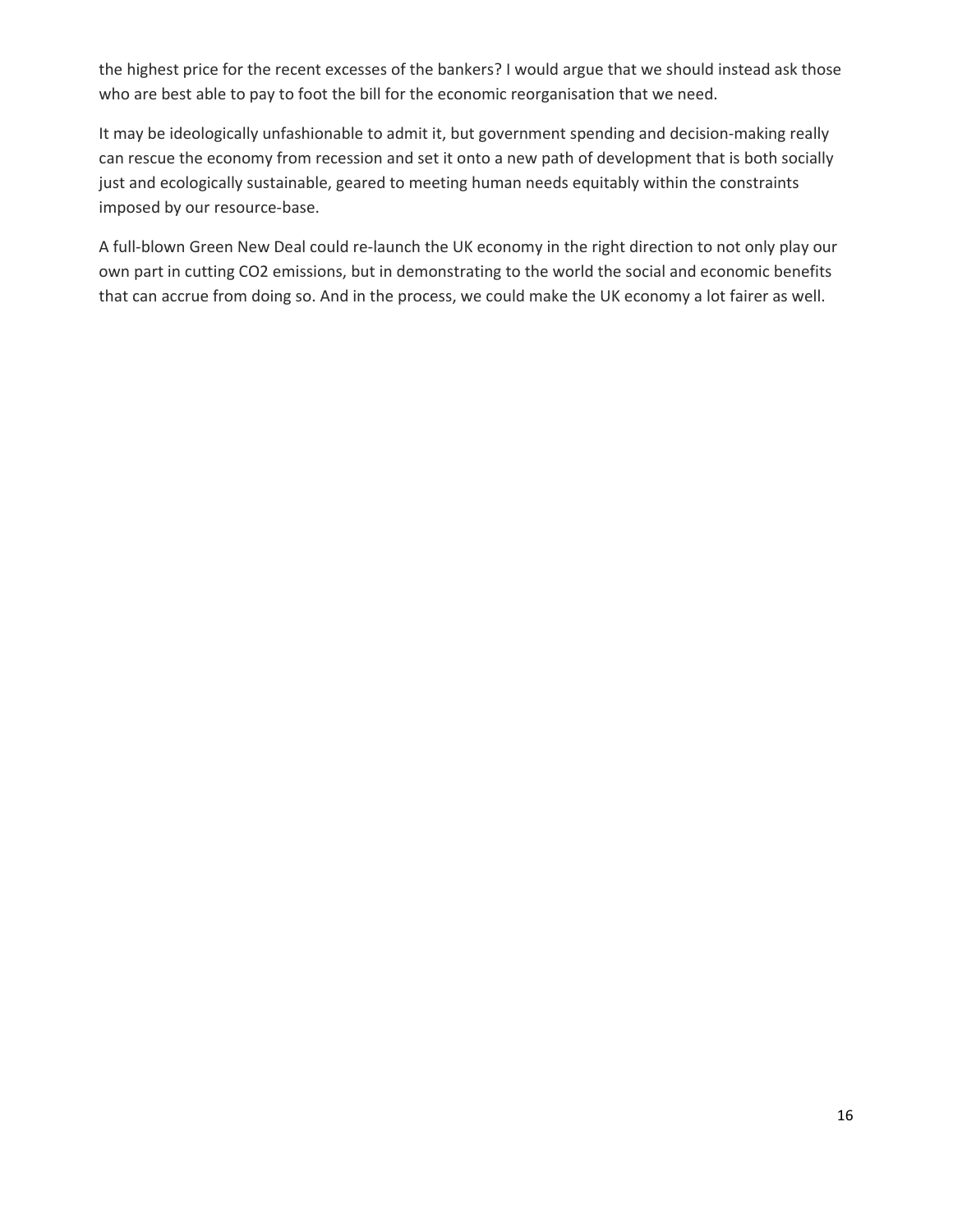the highest price for the recent excesses of the bankers? I would argue that we should instead ask those who are best able to pay to foot the bill for the economic reorganisation that we need.

It may be ideologically unfashionable to admit it, but government spending and decision-making really can rescue the economy from recession and set it onto a new path of development that is both socially just and ecologically sustainable, geared to meeting human needs equitably within the constraints imposed by our resource-base.

A full-blown Green New Deal could re-launch the UK economy in the right direction to not only play our own part in cutting $CO_2$ emissions, but in demonstrating to the world the social and economic benefits that can accrue from doing so. And in the process, we could make the UK economy a lot fairer as well.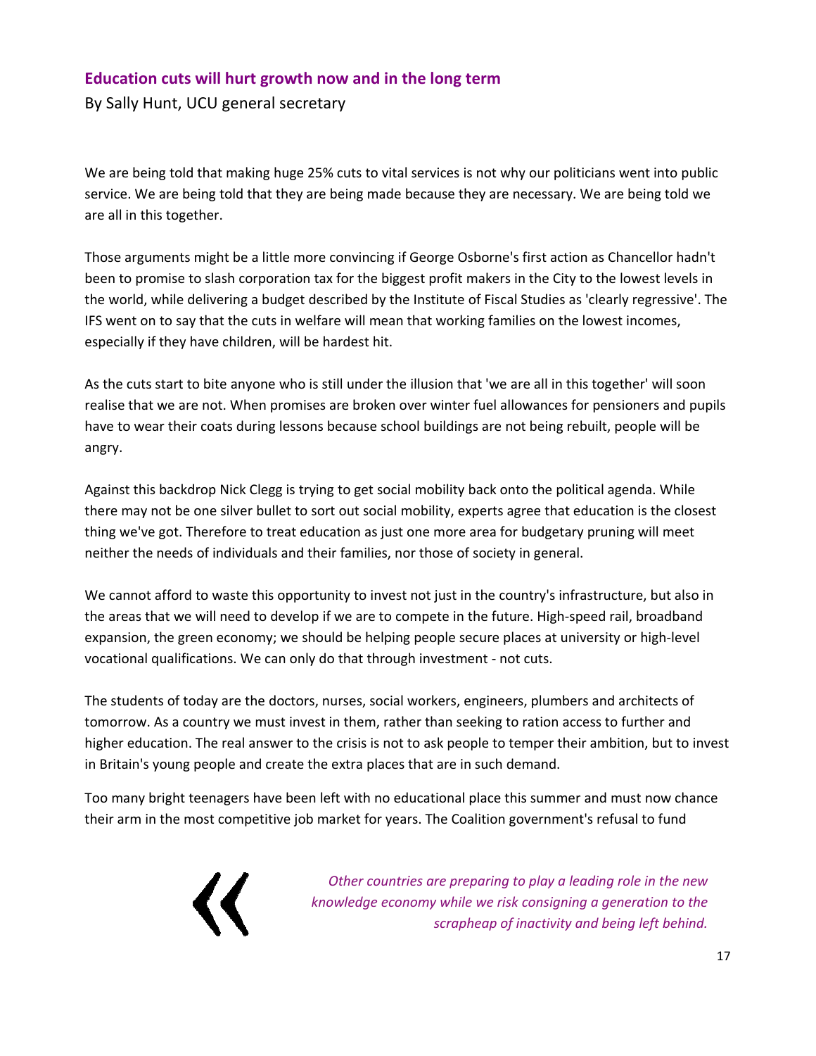## Education cuts will hurt growth now and in the long term

By Sally Hunt, UCU general secretary

We are being told that making huge 25% cuts to vital services is not why our politicians went into public service. We are being told that they are being made because they are necessary. We are being told we are all in this together.

Those arguments might be a little more convincing if George Osborne's first action as Chancellor hadn't been to promise to slash corporation tax for the biggest profit makers in the City to the lowest levels in the world, while delivering a budget described by the Institute of Fiscal Studies as 'clearly regressive'. The IFS went on to say that the cuts in welfare will mean that working families on the lowest incomes, especially if they have children, will be hardest hit.

As the cuts start to bite anyone who is still under the illusion that 'we are all in this together' will soon realise that we are not. When promises are broken over winter fuel allowances for pensioners and pupils have to wear their coats during lessons because school buildings are not being rebuilt, people will be angry.

Against this backdrop Nick Clegg is trying to get social mobility back onto the political agenda. While there may not be one silver bullet to sort out social mobility, experts agree that education is the closest thing we've got. Therefore to treat education as just one more area for budgetary pruning will meet neither the needs of individuals and their families, nor those of society in general.

We cannot afford to waste this opportunity to invest not just in the country's infrastructure, but also in the areas that we will need to develop if we are to compete in the future. High-speed rail, broadband expansion, the green economy; we should be helping people secure places at university or high-level vocational qualifications. We can only do that through investment - not cuts.

The students of today are the doctors, nurses, social workers, engineers, plumbers and architects of tomorrow. As a country we must invest in them, rather than seeking to ration access to further and higher education. The real answer to the crisis is not to ask people to temper their ambition, but to invest in Britain's young people and create the extra places that are in such demand.

Too many bright teenagers have been left with no educational place this summer and must now chance their arm in the most competitive job market for years. The Coalition government's refusal to fund

> *Other countries are preparing to play a leading role in the new knowledge economy while we risk consigning a generation to the scrapheap of inactivity and being left behind.*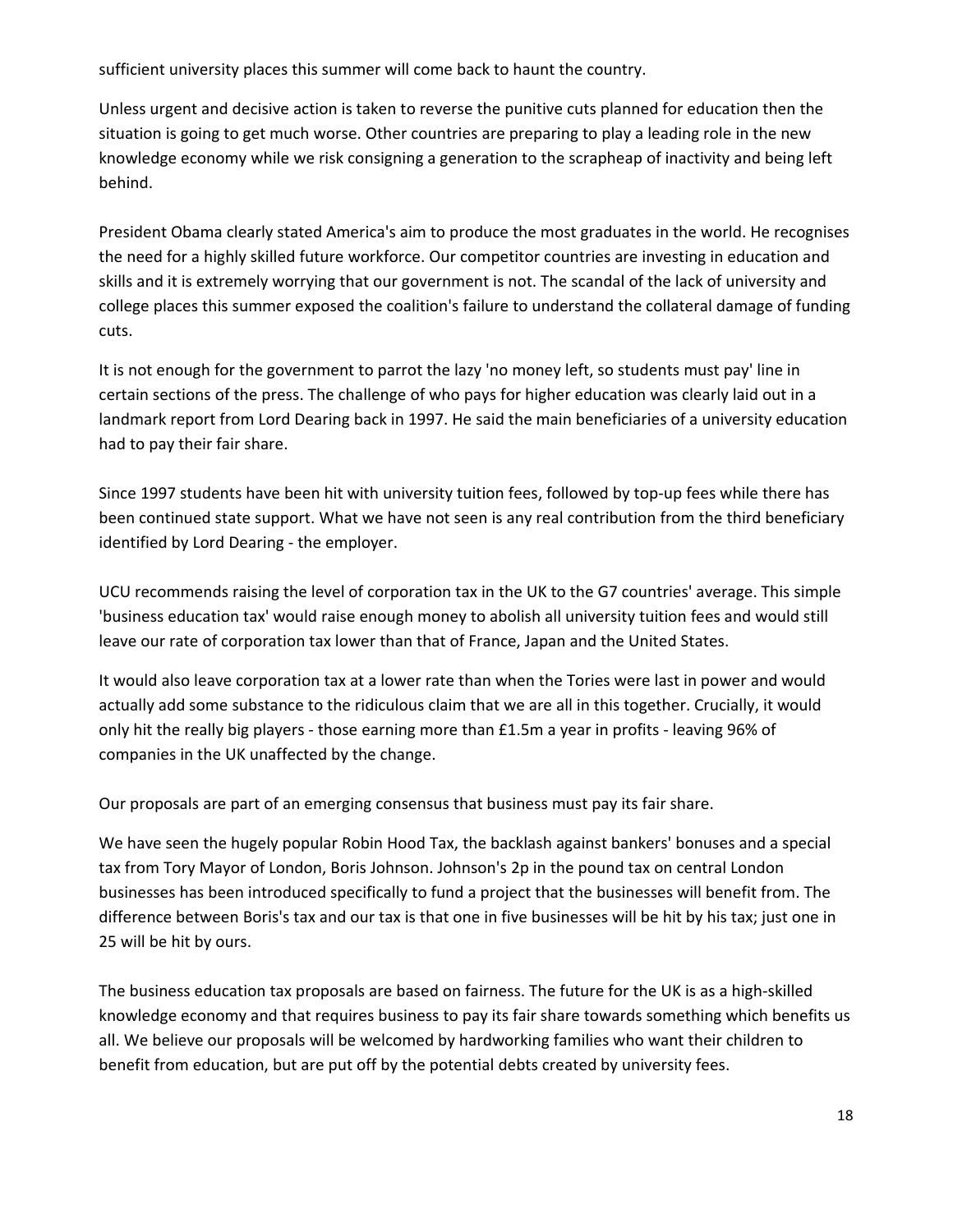sufficient university places this summer will come back to haunt the country.

Unless urgent and decisive action is taken to reverse the punitive cuts planned for education then the situation is going to get much worse. Other countries are preparing to play a leading role in the new knowledge economy while we risk consigning a generation to the scrapheap of inactivity and being left behind.

President Obama clearly stated America's aim to produce the most graduates in the world. He recognises the need for a highly skilled future workforce. Our competitor countries are investing in education and skills and it is extremely worrying that our government is not. The scandal of the lack of university and college places this summer exposed the coalition's failure to understand the collateral damage of funding cuts.

It is not enough for the government to parrot the lazy 'no money left, so students must pay' line in certain sections of the press. The challenge of who pays for higher education was clearly laid out in a landmark report from Lord Dearing back in 1997. He said the main beneficiaries of a university education had to pay their fair share.

Since 1997 students have been hit with university tuition fees, followed by top-up fees while there has been continued state support. What we have not seen is any real contribution from the third beneficiary identified by Lord Dearing - the employer.

UCU recommends raising the level of corporation tax in the UK to the G7 countries' average. This simple 'business education tax' would raise enough money to abolish all university tuition fees and would still leave our rate of corporation tax lower than that of France, Japan and the United States.

It would also leave corporation tax at a lower rate than when the Tories were last in power and would actually add some substance to the ridiculous claim that we are all in this together. Crucially, it would only hit the really big players - those earning more than £1.5m a year in profits - leaving 96% of companies in the UK unaffected by the change.

Our proposals are part of an emerging consensus that business must pay its fair share.

We have seen the hugely popular Robin Hood Tax, the backlash against bankers' bonuses and a special tax from Tory Mayor of London, Boris Johnson. Johnson's 2p in the pound tax on central London businesses has been introduced specifically to fund a project that the businesses will benefit from. The difference between Boris's tax and our tax is that one in five businesses will be hit by his tax; just one in 25 will be hit by ours.

The business education tax proposals are based on fairness. The future for the UK is as a high-skilled knowledge economy and that requires business to pay its fair share towards something which benefits us all. We believe our proposals will be welcomed by hardworking families who want their children to benefit from education, but are put off by the potential debts created by university fees.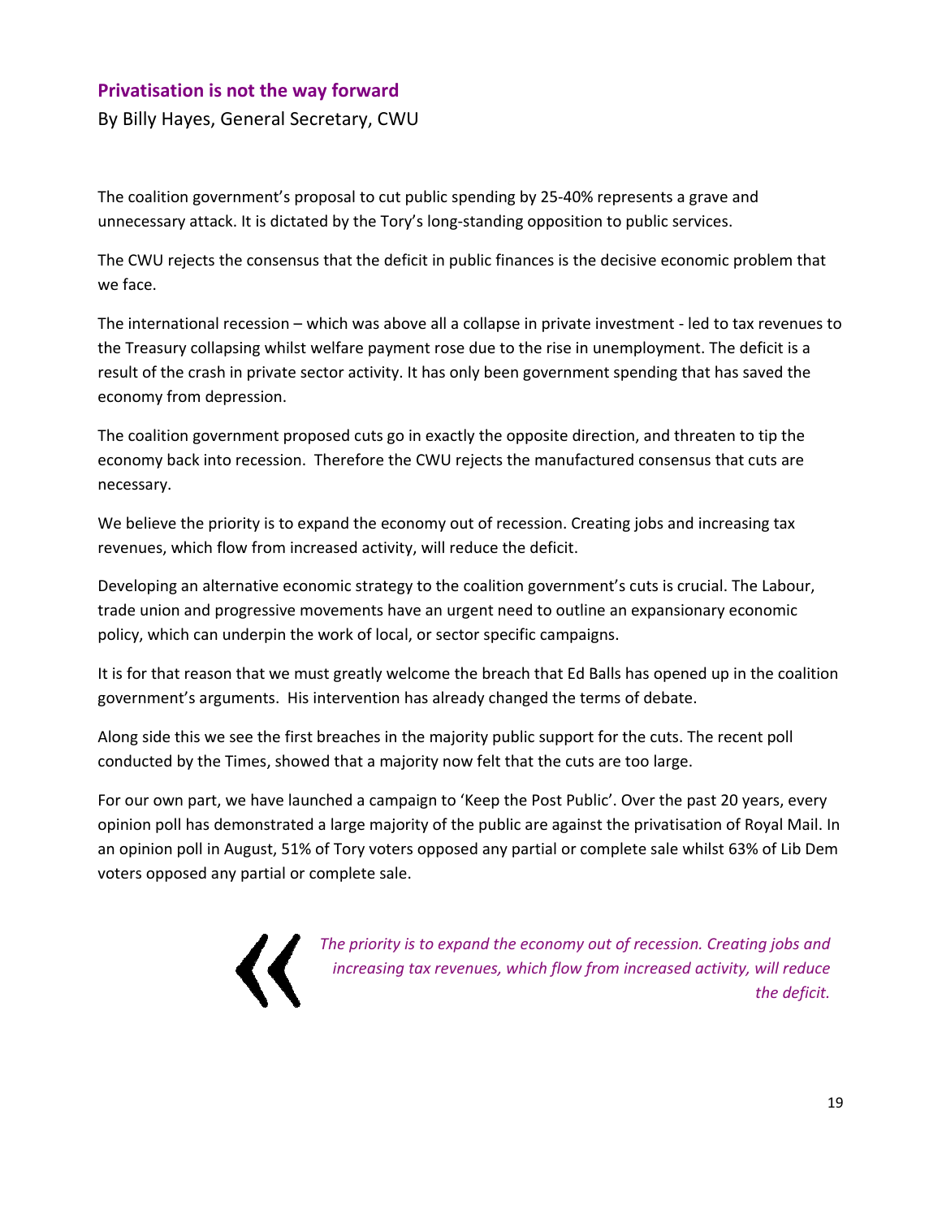## Privatisation is not the way forward

By Billy Hayes, General Secretary, CWU

The coalition government's proposal to cut public spending by 25-40% represents a grave and unnecessary attack. It is dictated by the Tory's long-standing opposition to public services.

The CWU rejects the consensus that the deficit in public finances is the decisive economic problem that we face.

The international recession – which was above all a collapse in private investment - led to tax revenues to the Treasury collapsing whilst welfare payment rose due to the rise in unemployment. The deficit is a result of the crash in private sector activity. It has only been government spending that has saved the economy from depression.

The coalition government proposed cuts go in exactly the opposite direction, and threaten to tip the economy back into recession. Therefore the CWU rejects the manufactured consensus that cuts are necessary.

We believe the priority is to expand the economy out of recession. Creating jobs and increasing tax revenues, which flow from increased activity, will reduce the deficit.

Developing an alternative economic strategy to the coalition government's cuts is crucial. The Labour, trade union and progressive movements have an urgent need to outline an expansionary economic policy, which can underpin the work of local, or sector specific campaigns.

It is for that reason that we must greatly welcome the breach that Ed Balls has opened up in the coalition government's arguments. His intervention has already changed the terms of debate.

Along side this we see the first breaches in the majority public support for the cuts. The recent poll conducted by the Times, showed that a majority now felt that the cuts are too large.

For our own part, we have launched a campaign to 'Keep the Post Public'. Over the past 20 years, every opinion poll has demonstrated a large majority of the public are against the privatisation of Royal Mail. In an opinion poll in August, 51% of Tory voters opposed any partial or complete sale whilst 63% of Lib Dem voters opposed any partial or complete sale.

> *The priority is to expand the economy out of recession. Creating jobs and increasing tax revenues, which flow from increased activity, will reduce the deficit.*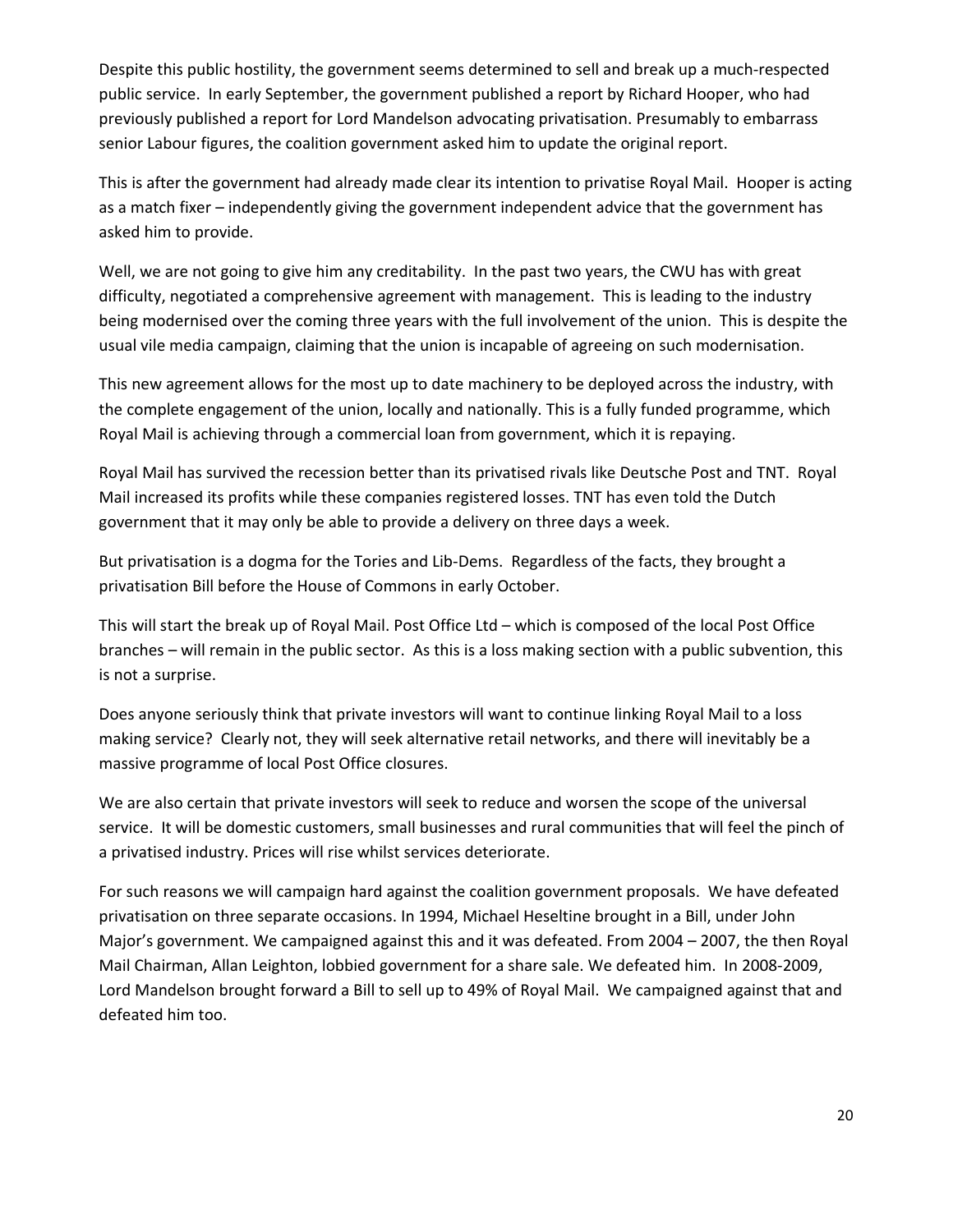Despite this public hostility, the government seems determined to sell and break up a much-respected public service. In early September, the government published a report by Richard Hooper, who had previously published a report for Lord Mandelson advocating privatisation. Presumably to embarrass senior Labour figures, the coalition government asked him to update the original report.

This is after the government had already made clear its intention to privatise Royal Mail. Hooper is acting as a match fixer – independently giving the government independent advice that the government has asked him to provide.

Well, we are not going to give him any creditability. In the past two years, the CWU has with great difficulty, negotiated a comprehensive agreement with management. This is leading to the industry being modernised over the coming three years with the full involvement of the union. This is despite the usual vile media campaign, claiming that the union is incapable of agreeing on such modernisation.

This new agreement allows for the most up to date machinery to be deployed across the industry, with the complete engagement of the union, locally and nationally. This is a fully funded programme, which Royal Mail is achieving through a commercial loan from government, which it is repaying.

Royal Mail has survived the recession better than its privatised rivals like Deutsche Post and TNT. Royal Mail increased its profits while these companies registered losses. TNT has even told the Dutch government that it may only be able to provide a delivery on three days a week.

But privatisation is a dogma for the Tories and Lib-Dems. Regardless of the facts, they brought a privatisation Bill before the House of Commons in early October.

This will start the break up of Royal Mail. Post Office Ltd – which is composed of the local Post Office branches – will remain in the public sector. As this is a loss making section with a public subvention, this is not a surprise.

Does anyone seriously think that private investors will want to continue linking Royal Mail to a loss making service? Clearly not, they will seek alternative retail networks, and there will inevitably be a massive programme of local Post Office closures.

We are also certain that private investors will seek to reduce and worsen the scope of the universal service. It will be domestic customers, small businesses and rural communities that will feel the pinch of a privatised industry. Prices will rise whilst services deteriorate.

For such reasons we will campaign hard against the coalition government proposals. We have defeated privatisation on three separate occasions. In 1994, Michael Heseltine brought in a Bill, under John Major's government. We campaigned against this and it was defeated. From 2004 – 2007, the then Royal Mail Chairman, Allan Leighton, lobbied government for a share sale. We defeated him. In 2008-2009, Lord Mandelson brought forward a Bill to sell up to 49% of Royal Mail. We campaigned against that and defeated him too.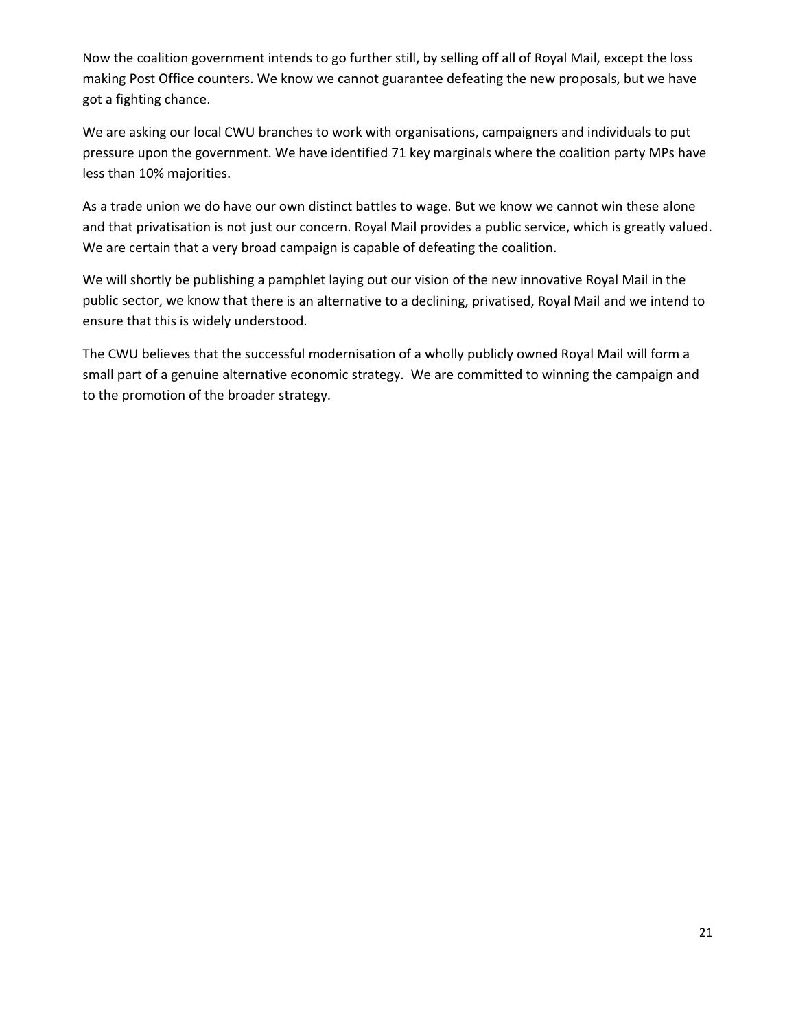Now the coalition government intends to go further still, by selling off all of Royal Mail, except the loss making Post Office counters. We know we cannot guarantee defeating the new proposals, but we have got a fighting chance.

We are asking our local CWU branches to work with organisations, campaigners and individuals to put pressure upon the government. We have identified 71 key marginals where the coalition party MPs have less than 10% majorities.

As a trade union we do have our own distinct battles to wage. But we know we cannot win these alone and that privatisation is not just our concern. Royal Mail provides a public service, which is greatly valued. We are certain that a very broad campaign is capable of defeating the coalition.

We will shortly be publishing a pamphlet laying out our vision of the new innovative Royal Mail in the public sector, we know that there is an alternative to a declining, privatised, Royal Mail and we intend to ensure that this is widely understood.

The CWU believes that the successful modernisation of a wholly publicly owned Royal Mail will form a small part of a genuine alternative economic strategy. We are committed to winning the campaign and to the promotion of the broader strategy.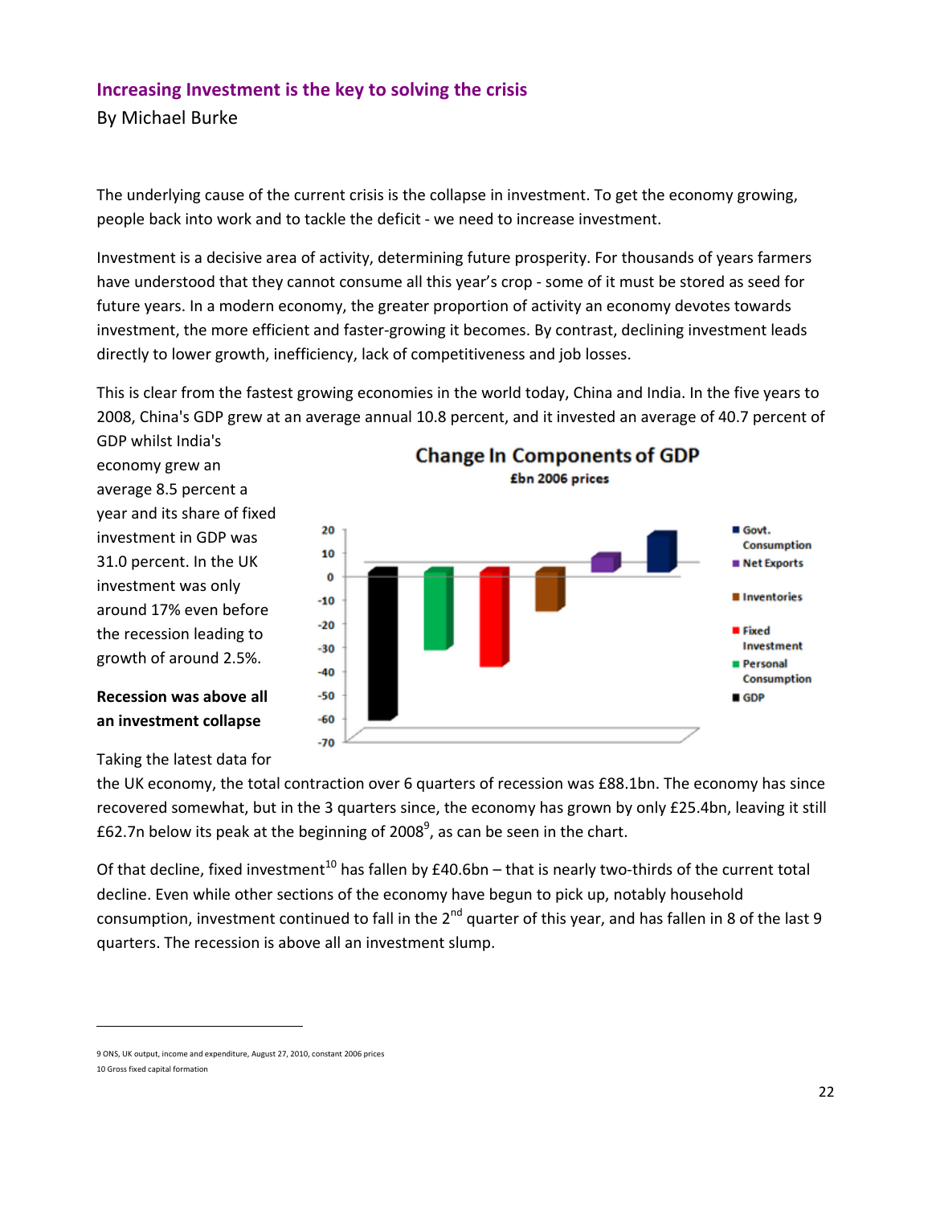## Increasing Investment is the key to solving the crisis

By Michael Burke

The underlying cause of the current crisis is the collapse in investment. To get the economy growing, people back into work and to tackle the deficit - we need to increase investment.

Investment is a decisive area of activity, determining future prosperity. For thousands of years farmers have understood that they cannot consume all this year's crop - some of it must be stored as seed for future years. In a modern economy, the greater proportion of activity an economy devotes towards investment, the more efficient and faster-growing it becomes. By contrast, declining investment leads directly to lower growth, inefficiency, lack of competitiveness and job losses.

This is clear from the fastest growing economies in the world today, China and India. In the five years to 2008, China's GDP grew at an average annual 10.8 percent, and it invested an average of 40.7 percent of GDP whilst India's economy grew an average 8.5 percent a year and its share of fixed investment in GDP was 31.0 percent. In the UK investment was only around 17% even before the recession leading to growth of around 2.5%.

**Change In Components of GDP**
**£bn 2006 prices**

**Recession was above all an investment collapse**

Taking the latest data for the UK economy, the total contraction over 6 quarters of recession was £88.1bn. The economy has since recovered somewhat, but in the 3 quarters since, the economy has grown by only £25.4bn, leaving it still £62.7n below its peak at the beginning of 2008[9], as can be seen in the chart.

Of that decline, fixed investment[10] has fallen by £40.6bn – that is nearly two-thirds of the current total decline. Even while other sections of the economy have begun to pick up, notably household consumption, investment continued to fall in the 2nd quarter of this year, and has fallen in 8 of the last 9 quarters. The recession is above all an investment slump.

---

9 ONS, UK output, income and expenditure, August 27, 2010, constant 2006 prices

10 Gross fixed capital formation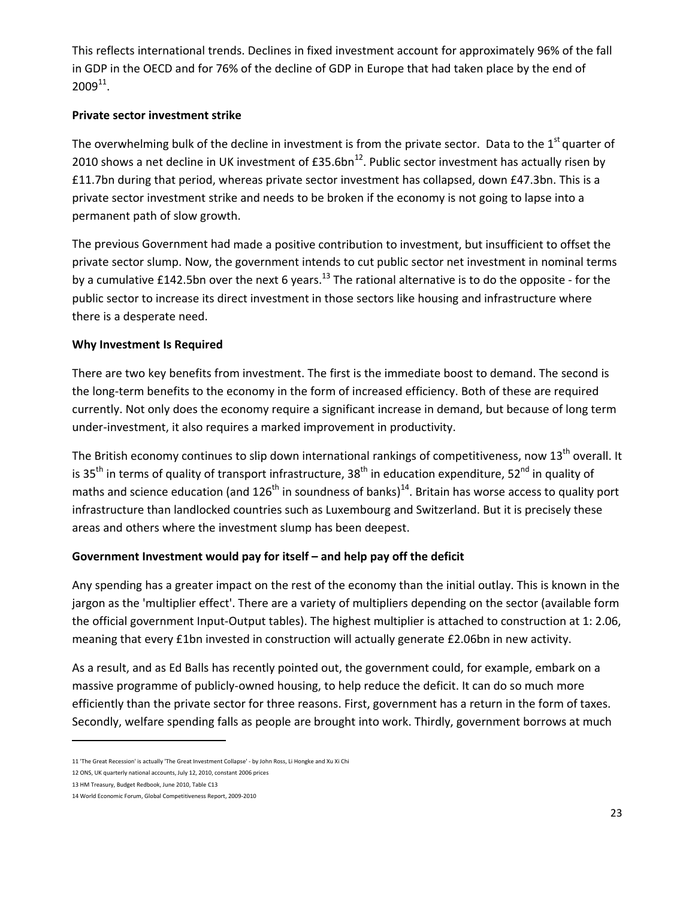This reflects international trends. Declines in fixed investment account for approximately 96% of the fall in GDP in the OECD and for 76% of the decline of GDP in Europe that had taken place by the end of 2009[11].

**Private sector investment strike**

The overwhelming bulk of the decline in investment is from the private sector. Data to the 1st quarter of 2010 shows a net decline in UK investment of £35.6bn[12]. Public sector investment has actually risen by £11.7bn during that period, whereas private sector investment has collapsed, down £47.3bn. This is a private sector investment strike and needs to be broken if the economy is not going to lapse into a permanent path of slow growth.

The previous Government had made a positive contribution to investment, but insufficient to offset the private sector slump. Now, the government intends to cut public sector net investment in nominal terms by a cumulative £142.5bn over the next 6 years.[13] The rational alternative is to do the opposite - for the public sector to increase its direct investment in those sectors like housing and infrastructure where there is a desperate need.

**Why Investment Is Required**

There are two key benefits from investment. The first is the immediate boost to demand. The second is the long-term benefits to the economy in the form of increased efficiency. Both of these are required currently. Not only does the economy require a significant increase in demand, but because of long term under-investment, it also requires a marked improvement in productivity.

The British economy continues to slip down international rankings of competitiveness, now 13th overall. It is 35th in terms of quality of transport infrastructure, 38th in education expenditure, 52nd in quality of maths and science education (and 126th in soundness of banks)[14]. Britain has worse access to quality port infrastructure than landlocked countries such as Luxembourg and Switzerland. But it is precisely these areas and others where the investment slump has been deepest.

**Government Investment would pay for itself – and help pay off the deficit**

Any spending has a greater impact on the rest of the economy than the initial outlay. This is known in the jargon as the 'multiplier effect'. There are a variety of multipliers depending on the sector (available form the official government Input-Output tables). The highest multiplier is attached to construction at 1: 2.06, meaning that every £1bn invested in construction will actually generate £2.06bn in new activity.

As a result, and as Ed Balls has recently pointed out, the government could, for example, embark on a massive programme of publicly-owned housing, to help reduce the deficit. It can do so much more efficiently than the private sector for three reasons. First, government has a return in the form of taxes. Secondly, welfare spending falls as people are brought into work. Thirdly, government borrows at much

---

11 'The Great Recession' is actually 'The Great Investment Collapse' - by John Ross, Li Hongke and Xu Xi Chi

12 ONS, UK quarterly national accounts, July 12, 2010, constant 2006 prices

13 HM Treasury, Budget Redbook, June 2010, Table C13

14 World Economic Forum, Global Competitiveness Report, 2009-2010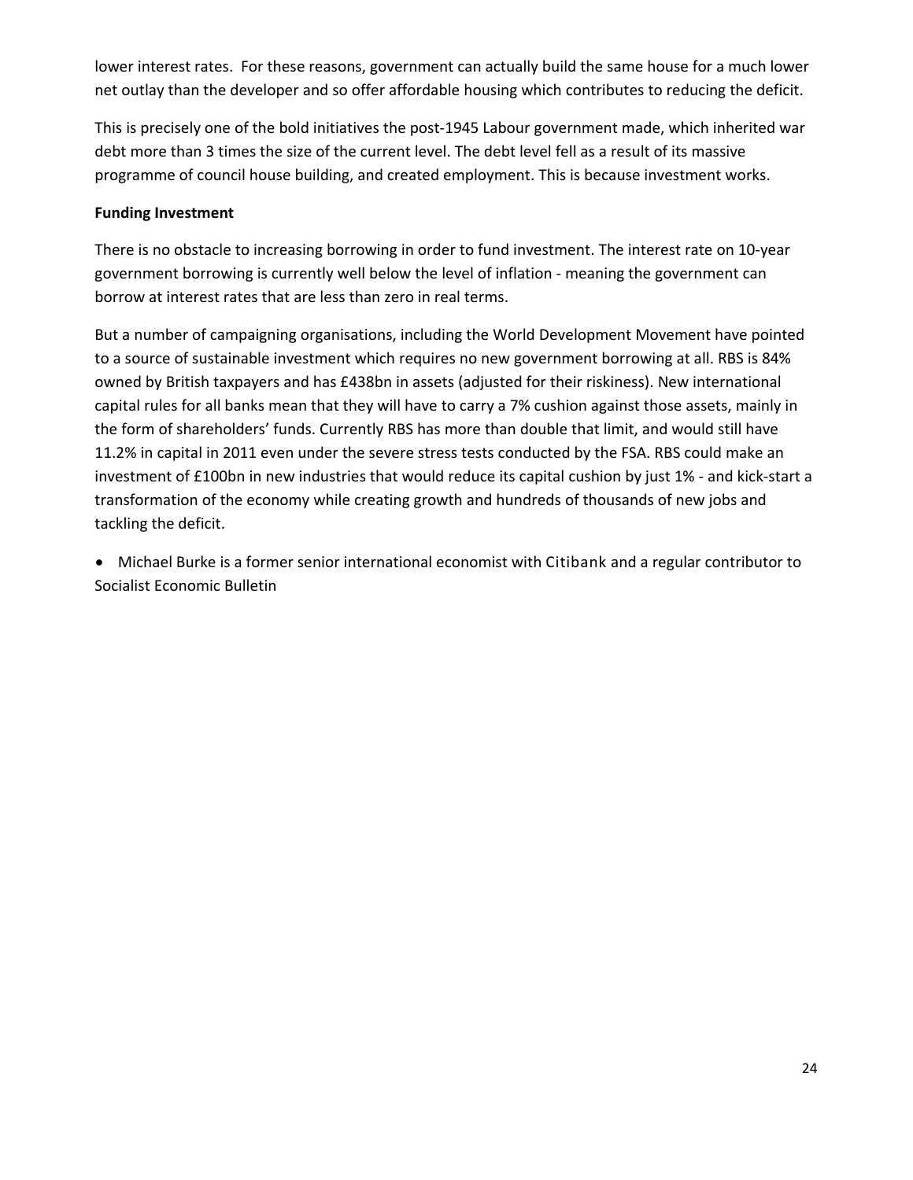lower interest rates. For these reasons, government can actually build the same house for a much lower net outlay than the developer and so offer affordable housing which contributes to reducing the deficit.

This is precisely one of the bold initiatives the post-1945 Labour government made, which inherited war debt more than 3 times the size of the current level. The debt level fell as a result of its massive programme of council house building, and created employment. This is because investment works.

**Funding Investment**

There is no obstacle to increasing borrowing in order to fund investment. The interest rate on 10-year government borrowing is currently well below the level of inflation - meaning the government can borrow at interest rates that are less than zero in real terms.

But a number of campaigning organisations, including the World Development Movement have pointed to a source of sustainable investment which requires no new government borrowing at all. RBS is 84% owned by British taxpayers and has £438bn in assets (adjusted for their riskiness). New international capital rules for all banks mean that they will have to carry a 7% cushion against those assets, mainly in the form of shareholders' funds. Currently RBS has more than double that limit, and would still have 11.2% in capital in 2011 even under the severe stress tests conducted by the FSA. RBS could make an investment of £100bn in new industries that would reduce its capital cushion by just 1% - and kick-start a transformation of the economy while creating growth and hundreds of thousands of new jobs and tackling the deficit.

- Michael Burke is a former senior international economist with Citibank and a regular contributor to Socialist Economic Bulletin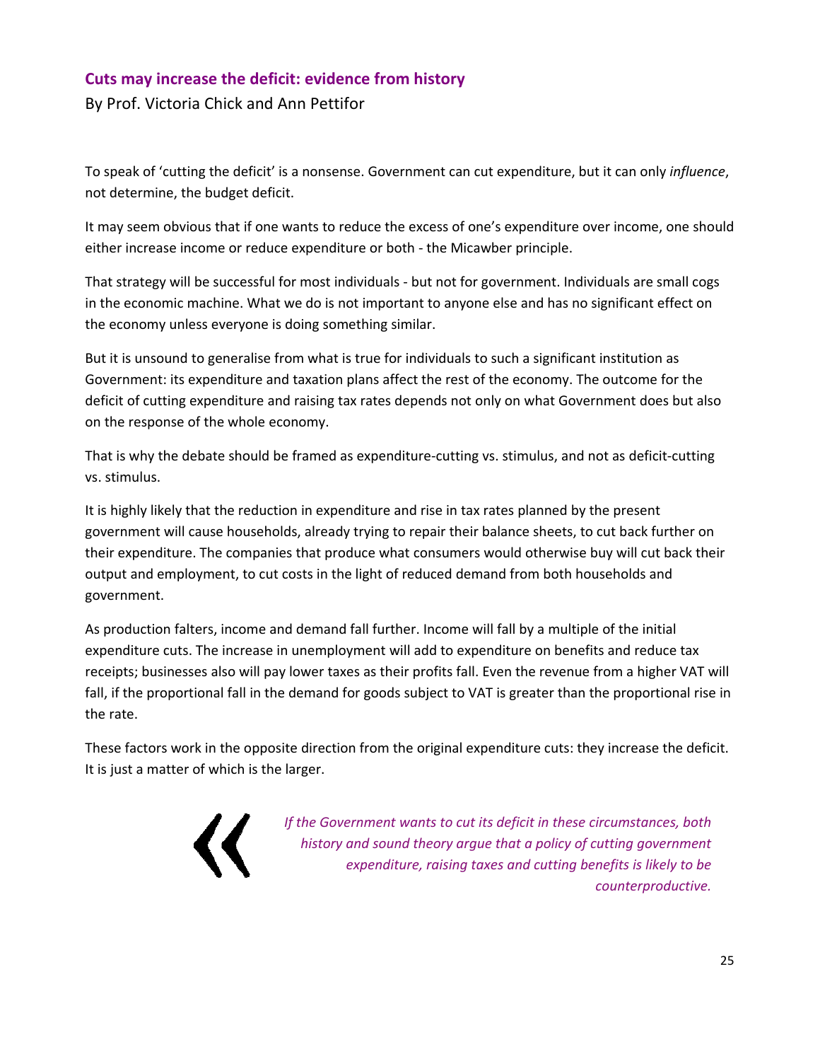## Cuts may increase the deficit: evidence from history

By Prof. Victoria Chick and Ann Pettifor

To speak of 'cutting the deficit' is a nonsense. Government can cut expenditure, but it can only *influence*, not determine, the budget deficit.

It may seem obvious that if one wants to reduce the excess of one's expenditure over income, one should either increase income or reduce expenditure or both - the Micawber principle.

That strategy will be successful for most individuals - but not for government. Individuals are small cogs in the economic machine. What we do is not important to anyone else and has no significant effect on the economy unless everyone is doing something similar.

But it is unsound to generalise from what is true for individuals to such a significant institution as Government: its expenditure and taxation plans affect the rest of the economy. The outcome for the deficit of cutting expenditure and raising tax rates depends not only on what Government does but also on the response of the whole economy.

That is why the debate should be framed as expenditure-cutting vs. stimulus, and not as deficit-cutting vs. stimulus.

It is highly likely that the reduction in expenditure and rise in tax rates planned by the present government will cause households, already trying to repair their balance sheets, to cut back further on their expenditure. The companies that produce what consumers would otherwise buy will cut back their output and employment, to cut costs in the light of reduced demand from both households and government.

As production falters, income and demand fall further. Income will fall by a multiple of the initial expenditure cuts. The increase in unemployment will add to expenditure on benefits and reduce tax receipts; businesses also will pay lower taxes as their profits fall. Even the revenue from a higher VAT will fall, if the proportional fall in the demand for goods subject to VAT is greater than the proportional rise in the rate.

These factors work in the opposite direction from the original expenditure cuts: they increase the deficit. It is just a matter of which is the larger.

> *If the Government wants to cut its deficit in these circumstances, both history and sound theory argue that a policy of cutting government expenditure, raising taxes and cutting benefits is likely to be counterproductive.*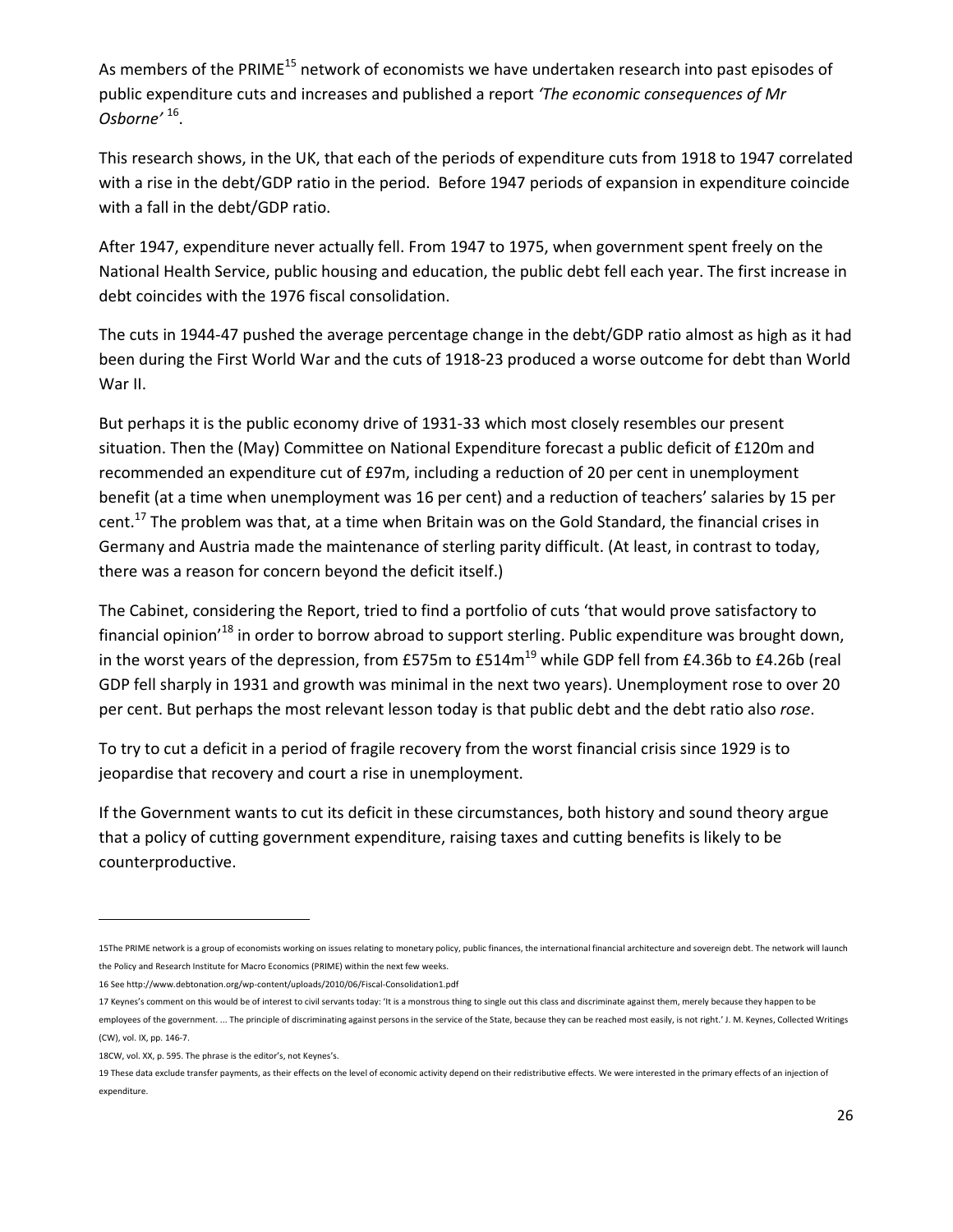As members of the PRIME[15] network of economists we have undertaken research into past episodes of public expenditure cuts and increases and published a report *'The economic consequences of Mr Osborne'* [16].

This research shows, in the UK, that each of the periods of expenditure cuts from 1918 to 1947 correlated with a rise in the debt/GDP ratio in the period. Before 1947 periods of expansion in expenditure coincide with a fall in the debt/GDP ratio.

After 1947, expenditure never actually fell. From 1947 to 1975, when government spent freely on the National Health Service, public housing and education, the public debt fell each year. The first increase in debt coincides with the 1976 fiscal consolidation.

The cuts in 1944-47 pushed the average percentage change in the debt/GDP ratio almost as high as it had been during the First World War and the cuts of 1918-23 produced a worse outcome for debt than World War II.

But perhaps it is the public economy drive of 1931-33 which most closely resembles our present situation. Then the (May) Committee on National Expenditure forecast a public deficit of £120m and recommended an expenditure cut of £97m, including a reduction of 20 per cent in unemployment benefit (at a time when unemployment was 16 per cent) and a reduction of teachers' salaries by 15 per cent.[17] The problem was that, at a time when Britain was on the Gold Standard, the financial crises in Germany and Austria made the maintenance of sterling parity difficult. (At least, in contrast to today, there was a reason for concern beyond the deficit itself.)

The Cabinet, considering the Report, tried to find a portfolio of cuts 'that would prove satisfactory to financial opinion'[18] in order to borrow abroad to support sterling. Public expenditure was brought down, in the worst years of the depression, from £575m to £514m[19] while GDP fell from £4.36b to £4.26b (real GDP fell sharply in 1931 and growth was minimal in the next two years). Unemployment rose to over 20 per cent. But perhaps the most relevant lesson today is that public debt and the debt ratio also *rose*.

To try to cut a deficit in a period of fragile recovery from the worst financial crisis since 1929 is to jeopardise that recovery and court a rise in unemployment.

If the Government wants to cut its deficit in these circumstances, both history and sound theory argue that a policy of cutting government expenditure, raising taxes and cutting benefits is likely to be counterproductive.

---

15 The PRIME network is a group of economists working on issues relating to monetary policy, public finances, the international financial architecture and sovereign debt. The network will launch the Policy and Research Institute for Macro Economics (PRIME) within the next few weeks.

16 See http://www.debtonation.org/wp-content/uploads/2010/06/Fiscal-Consolidation1.pdf

17 Keynes's comment on this would be of interest to civil servants today: 'It is a monstrous thing to single out this class and discriminate against them, merely because they happen to be employees of the government. ... The principle of discriminating against persons in the service of the State, because they can be reached most easily, is not right.' J. M. Keynes, Collected Writings (CW), vol. IX, pp. 146-7.

18 CW, vol. XX, p. 595. The phrase is the editor's, not Keynes's.

19 These data exclude transfer payments, as their effects on the level of economic activity depend on their redistributive effects. We were interested in the primary effects of an injection of expenditure.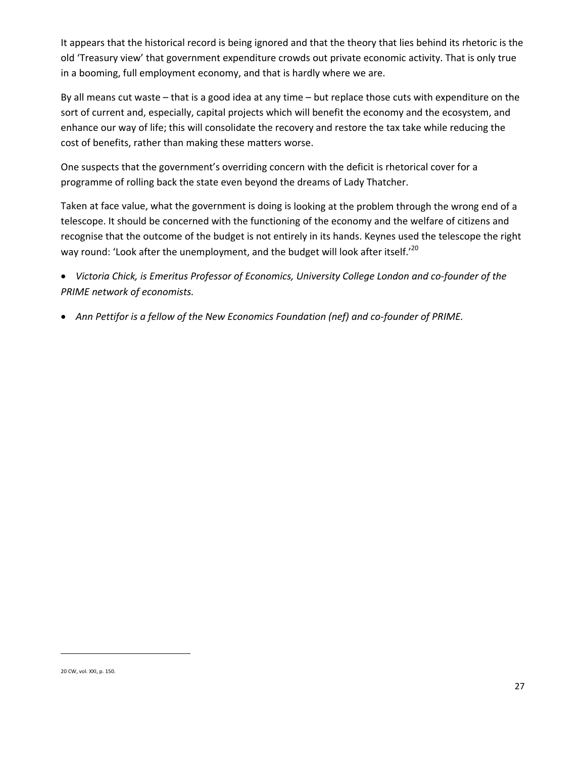It appears that the historical record is being ignored and that the theory that lies behind its rhetoric is the old 'Treasury view' that government expenditure crowds out private economic activity. That is only true in a booming, full employment economy, and that is hardly where we are.

By all means cut waste – that is a good idea at any time – but replace those cuts with expenditure on the sort of current and, especially, capital projects which will benefit the economy and the ecosystem, and enhance our way of life; this will consolidate the recovery and restore the tax take while reducing the cost of benefits, rather than making these matters worse.

One suspects that the government's overriding concern with the deficit is rhetorical cover for a programme of rolling back the state even beyond the dreams of Lady Thatcher.

Taken at face value, what the government is doing is looking at the problem through the wrong end of a telescope. It should be concerned with the functioning of the economy and the welfare of citizens and recognise that the outcome of the budget is not entirely in its hands. Keynes used the telescope the right way round: 'Look after the unemployment, and the budget will look after itself.'[20]

- *Victoria Chick, is Emeritus Professor of Economics, University College London and co-founder of the PRIME network of economists.*

- *Ann Pettifor is a fellow of the New Economics Foundation (nef) and co-founder of PRIME.*

---

20 CW, vol. XXI, p. 150.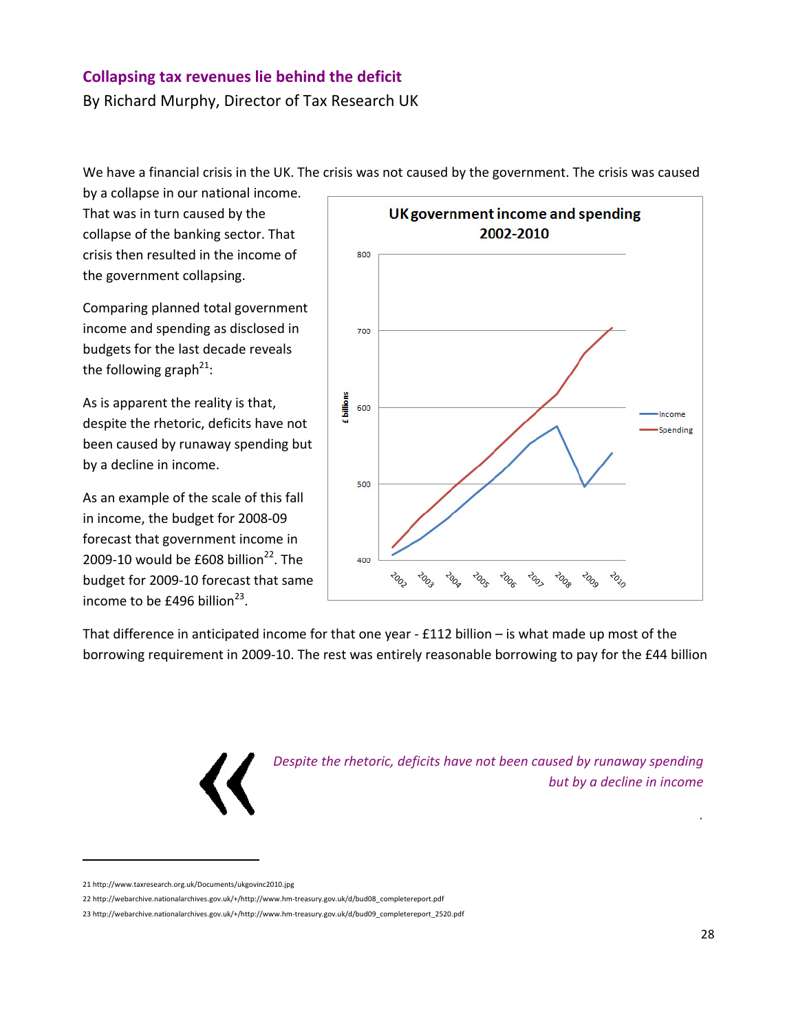## Collapsing tax revenues lie behind the deficit

By Richard Murphy, Director of Tax Research UK

We have a financial crisis in the UK. The crisis was not caused by the government. The crisis was caused by a collapse in our national income. That was in turn caused by the collapse of the banking sector. That crisis then resulted in the income of the government collapsing.

Comparing planned total government income and spending as disclosed in budgets for the last decade reveals the following graph[21]:

As is apparent the reality is that, despite the rhetoric, deficits have not been caused by runaway spending but by a decline in income.

As an example of the scale of this fall in income, the budget for 2008-09 forecast that government income in 2009-10 would be £608 billion[22]. The budget for 2009-10 forecast that same income to be £496 billion[23].

That difference in anticipated income for that one year - £112 billion – is what made up most of the borrowing requirement in 2009-10. The rest was entirely reasonable borrowing to pay for the £44 billion

> *Despite the rhetoric, deficits have not been caused by runaway spending but by a decline in income*

21 http://www.taxresearch.org.uk/Documents/ukgovinc2010.jpg

22 http://webarchive.nationalarchives.gov.uk/+/http://www.hm-treasury.gov.uk/d/bud08_completereport.pdf

23 http://webarchive.nationalarchives.gov.uk/+/http://www.hm-treasury.gov.uk/d/bud09_completereport_2520.pdf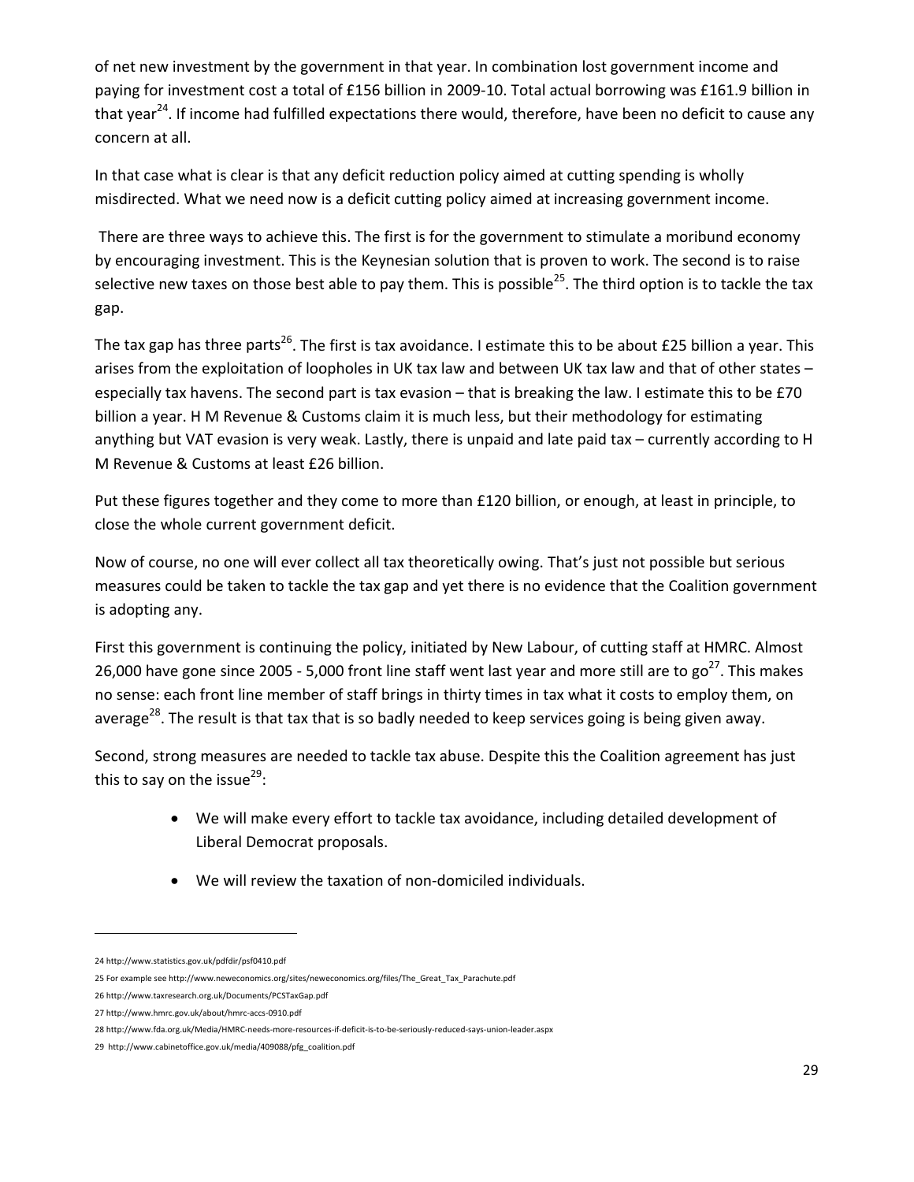of net new investment by the government in that year. In combination lost government income and paying for investment cost a total of £156 billion in 2009-10. Total actual borrowing was £161.9 billion in that year[24]. If income had fulfilled expectations there would, therefore, have been no deficit to cause any concern at all.

In that case what is clear is that any deficit reduction policy aimed at cutting spending is wholly misdirected. What we need now is a deficit cutting policy aimed at increasing government income.

There are three ways to achieve this. The first is for the government to stimulate a moribund economy by encouraging investment. This is the Keynesian solution that is proven to work. The second is to raise selective new taxes on those best able to pay them. This is possible[25]. The third option is to tackle the tax gap.

The tax gap has three parts[26]. The first is tax avoidance. I estimate this to be about £25 billion a year. This arises from the exploitation of loopholes in UK tax law and between UK tax law and that of other states – especially tax havens. The second part is tax evasion – that is breaking the law. I estimate this to be £70 billion a year. H M Revenue & Customs claim it is much less, but their methodology for estimating anything but VAT evasion is very weak. Lastly, there is unpaid and late paid tax – currently according to H M Revenue & Customs at least £26 billion.

Put these figures together and they come to more than £120 billion, or enough, at least in principle, to close the whole current government deficit.

Now of course, no one will ever collect all tax theoretically owing. That's just not possible but serious measures could be taken to tackle the tax gap and yet there is no evidence that the Coalition government is adopting any.

First this government is continuing the policy, initiated by New Labour, of cutting staff at HMRC. Almost 26,000 have gone since 2005 - 5,000 front line staff went last year and more still are to go[27]. This makes no sense: each front line member of staff brings in thirty times in tax what it costs to employ them, on average[28]. The result is that tax that is so badly needed to keep services going is being given away.

Second, strong measures are needed to tackle tax abuse. Despite this the Coalition agreement has just this to say on the issue[29]:

- We will make every effort to tackle tax avoidance, including detailed development of Liberal Democrat proposals.
- We will review the taxation of non-domiciled individuals.

---

24 http://www.statistics.gov.uk/pdfdir/psf0410.pdf

25 For example see http://www.neweconomics.org/sites/neweconomics.org/files/The_Great_Tax_Parachute.pdf

26 http://www.taxresearch.org.uk/Documents/PCSTaxGap.pdf

27 http://www.hmrc.gov.uk/about/hmrc-accs-0910.pdf

28 http://www.fda.org.uk/Media/HMRC-needs-more-resources-if-deficit-is-to-be-seriously-reduced-says-union-leader.aspx

29 http://www.cabinetoffice.gov.uk/media/409088/pfg_coalition.pdf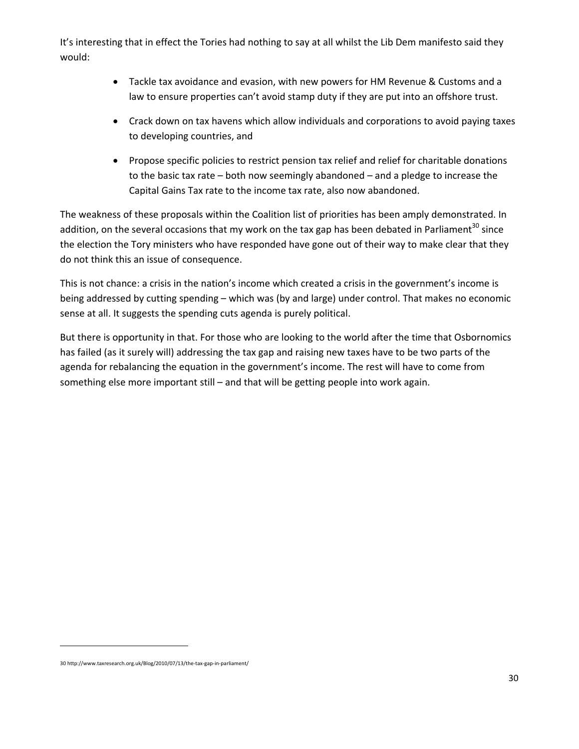It's interesting that in effect the Tories had nothing to say at all whilst the Lib Dem manifesto said they would:

- Tackle tax avoidance and evasion, with new powers for HM Revenue & Customs and a law to ensure properties can't avoid stamp duty if they are put into an offshore trust.
- Crack down on tax havens which allow individuals and corporations to avoid paying taxes to developing countries, and
- Propose specific policies to restrict pension tax relief and relief for charitable donations to the basic tax rate – both now seemingly abandoned – and a pledge to increase the Capital Gains Tax rate to the income tax rate, also now abandoned.

The weakness of these proposals within the Coalition list of priorities has been amply demonstrated. In addition, on the several occasions that my work on the tax gap has been debated in Parliament[30] since the election the Tory ministers who have responded have gone out of their way to make clear that they do not think this an issue of consequence.

This is not chance: a crisis in the nation's income which created a crisis in the government's income is being addressed by cutting spending – which was (by and large) under control. That makes no economic sense at all. It suggests the spending cuts agenda is purely political.

But there is opportunity in that. For those who are looking to the world after the time that Osbornomics has failed (as it surely will) addressing the tax gap and raising new taxes have to be two parts of the agenda for rebalancing the equation in the government's income. The rest will have to come from something else more important still – and that will be getting people into work again.

30 http://www.taxresearch.org.uk/Blog/2010/07/13/the-tax-gap-in-parliament/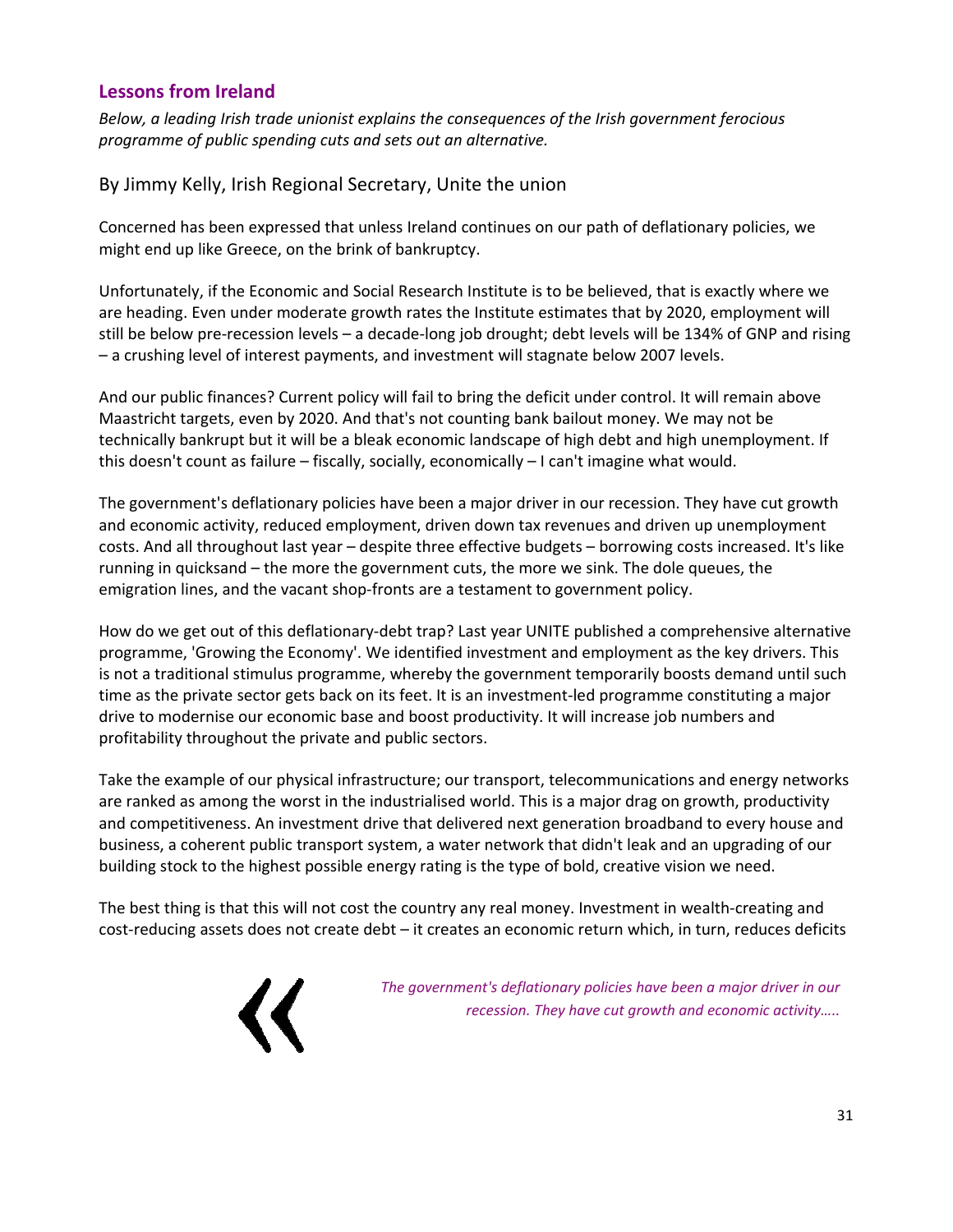## Lessons from Ireland

*Below, a leading Irish trade unionist explains the consequences of the Irish government ferocious programme of public spending cuts and sets out an alternative.*

By Jimmy Kelly, Irish Regional Secretary, Unite the union

Concerned has been expressed that unless Ireland continues on our path of deflationary policies, we might end up like Greece, on the brink of bankruptcy.

Unfortunately, if the Economic and Social Research Institute is to be believed, that is exactly where we are heading. Even under moderate growth rates the Institute estimates that by 2020, employment will still be below pre-recession levels – a decade-long job drought; debt levels will be 134% of GNP and rising – a crushing level of interest payments, and investment will stagnate below 2007 levels.

And our public finances? Current policy will fail to bring the deficit under control. It will remain above Maastricht targets, even by 2020. And that's not counting bank bailout money. We may not be technically bankrupt but it will be a bleak economic landscape of high debt and high unemployment. If this doesn't count as failure – fiscally, socially, economically – I can't imagine what would.

The government's deflationary policies have been a major driver in our recession. They have cut growth and economic activity, reduced employment, driven down tax revenues and driven up unemployment costs. And all throughout last year – despite three effective budgets – borrowing costs increased. It's like running in quicksand – the more the government cuts, the more we sink. The dole queues, the emigration lines, and the vacant shop-fronts are a testament to government policy.

How do we get out of this deflationary-debt trap? Last year UNITE published a comprehensive alternative programme, 'Growing the Economy'. We identified investment and employment as the key drivers. This is not a traditional stimulus programme, whereby the government temporarily boosts demand until such time as the private sector gets back on its feet. It is an investment-led programme constituting a major drive to modernise our economic base and boost productivity. It will increase job numbers and profitability throughout the private and public sectors.

Take the example of our physical infrastructure; our transport, telecommunications and energy networks are ranked as among the worst in the industrialised world. This is a major drag on growth, productivity and competitiveness. An investment drive that delivered next generation broadband to every house and business, a coherent public transport system, a water network that didn't leak and an upgrading of our building stock to the highest possible energy rating is the type of bold, creative vision we need.

The best thing is that this will not cost the country any real money. Investment in wealth-creating and cost-reducing assets does not create debt – it creates an economic return which, in turn, reduces deficits

> *The government's deflationary policies have been a major driver in our recession. They have cut growth and economic activity…..*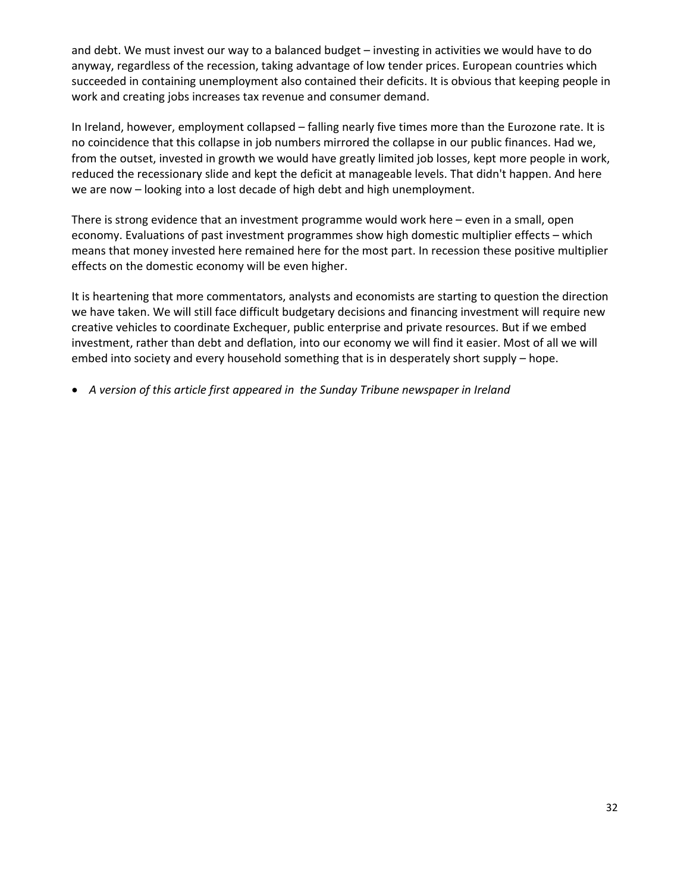and debt. We must invest our way to a balanced budget – investing in activities we would have to do anyway, regardless of the recession, taking advantage of low tender prices. European countries which succeeded in containing unemployment also contained their deficits. It is obvious that keeping people in work and creating jobs increases tax revenue and consumer demand.

In Ireland, however, employment collapsed – falling nearly five times more than the Eurozone rate. It is no coincidence that this collapse in job numbers mirrored the collapse in our public finances. Had we, from the outset, invested in growth we would have greatly limited job losses, kept more people in work, reduced the recessionary slide and kept the deficit at manageable levels. That didn't happen. And here we are now – looking into a lost decade of high debt and high unemployment.

There is strong evidence that an investment programme would work here – even in a small, open economy. Evaluations of past investment programmes show high domestic multiplier effects – which means that money invested here remained here for the most part. In recession these positive multiplier effects on the domestic economy will be even higher.

It is heartening that more commentators, analysts and economists are starting to question the direction we have taken. We will still face difficult budgetary decisions and financing investment will require new creative vehicles to coordinate Exchequer, public enterprise and private resources. But if we embed investment, rather than debt and deflation, into our economy we will find it easier. Most of all we will embed into society and every household something that is in desperately short supply – hope.

- *A version of this article first appeared in the Sunday Tribune newspaper in Ireland*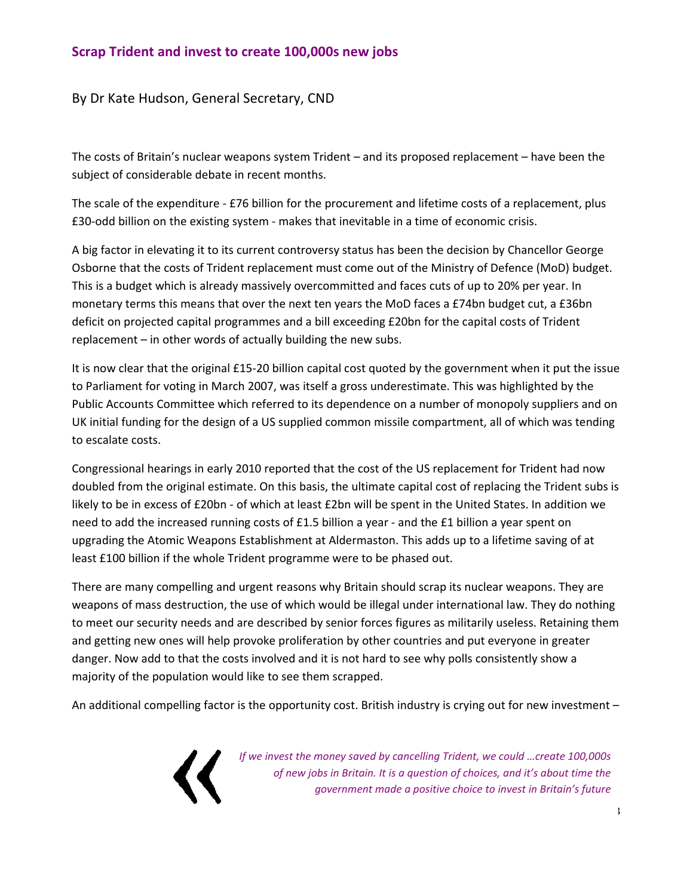## Scrap Trident and invest to create 100,000s new jobs

By Dr Kate Hudson, General Secretary, CND

The costs of Britain's nuclear weapons system Trident – and its proposed replacement – have been the subject of considerable debate in recent months.

The scale of the expenditure - £76 billion for the procurement and lifetime costs of a replacement, plus £30-odd billion on the existing system - makes that inevitable in a time of economic crisis.

A big factor in elevating it to its current controversy status has been the decision by Chancellor George Osborne that the costs of Trident replacement must come out of the Ministry of Defence (MoD) budget. This is a budget which is already massively overcommitted and faces cuts of up to 20% per year. In monetary terms this means that over the next ten years the MoD faces a £74bn budget cut, a £36bn deficit on projected capital programmes and a bill exceeding £20bn for the capital costs of Trident replacement – in other words of actually building the new subs.

It is now clear that the original £15-20 billion capital cost quoted by the government when it put the issue to Parliament for voting in March 2007, was itself a gross underestimate. This was highlighted by the Public Accounts Committee which referred to its dependence on a number of monopoly suppliers and on UK initial funding for the design of a US supplied common missile compartment, all of which was tending to escalate costs.

Congressional hearings in early 2010 reported that the cost of the US replacement for Trident had now doubled from the original estimate. On this basis, the ultimate capital cost of replacing the Trident subs is likely to be in excess of £20bn - of which at least £2bn will be spent in the United States. In addition we need to add the increased running costs of £1.5 billion a year - and the £1 billion a year spent on upgrading the Atomic Weapons Establishment at Aldermaston. This adds up to a lifetime saving of at least £100 billion if the whole Trident programme were to be phased out.

There are many compelling and urgent reasons why Britain should scrap its nuclear weapons. They are weapons of mass destruction, the use of which would be illegal under international law. They do nothing to meet our security needs and are described by senior forces figures as militarily useless. Retaining them and getting new ones will help provoke proliferation by other countries and put everyone in greater danger. Now add to that the costs involved and it is not hard to see why polls consistently show a majority of the population would like to see them scrapped.

An additional compelling factor is the opportunity cost. British industry is crying out for new investment –

> *If we invest the money saved by cancelling Trident, we could …create 100,000s of new jobs in Britain. It is a question of choices, and it's about time the government made a positive choice to invest in Britain's future*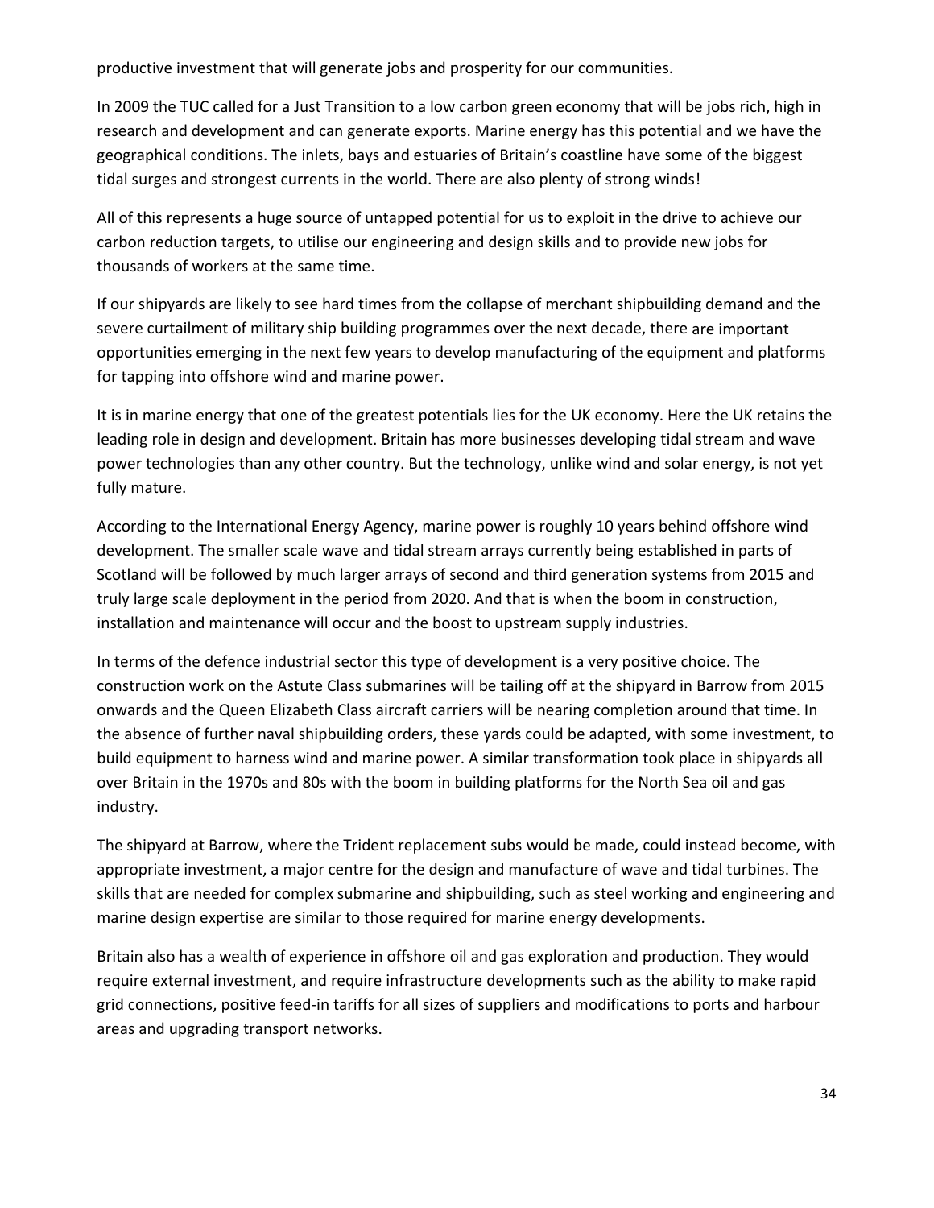productive investment that will generate jobs and prosperity for our communities.

In 2009 the TUC called for a Just Transition to a low carbon green economy that will be jobs rich, high in research and development and can generate exports. Marine energy has this potential and we have the geographical conditions. The inlets, bays and estuaries of Britain's coastline have some of the biggest tidal surges and strongest currents in the world. There are also plenty of strong winds!

All of this represents a huge source of untapped potential for us to exploit in the drive to achieve our carbon reduction targets, to utilise our engineering and design skills and to provide new jobs for thousands of workers at the same time.

If our shipyards are likely to see hard times from the collapse of merchant shipbuilding demand and the severe curtailment of military ship building programmes over the next decade, there are important opportunities emerging in the next few years to develop manufacturing of the equipment and platforms for tapping into offshore wind and marine power.

It is in marine energy that one of the greatest potentials lies for the UK economy. Here the UK retains the leading role in design and development. Britain has more businesses developing tidal stream and wave power technologies than any other country. But the technology, unlike wind and solar energy, is not yet fully mature.

According to the International Energy Agency, marine power is roughly 10 years behind offshore wind development. The smaller scale wave and tidal stream arrays currently being established in parts of Scotland will be followed by much larger arrays of second and third generation systems from 2015 and truly large scale deployment in the period from 2020. And that is when the boom in construction, installation and maintenance will occur and the boost to upstream supply industries.

In terms of the defence industrial sector this type of development is a very positive choice. The construction work on the Astute Class submarines will be tailing off at the shipyard in Barrow from 2015 onwards and the Queen Elizabeth Class aircraft carriers will be nearing completion around that time. In the absence of further naval shipbuilding orders, these yards could be adapted, with some investment, to build equipment to harness wind and marine power. A similar transformation took place in shipyards all over Britain in the 1970s and 80s with the boom in building platforms for the North Sea oil and gas industry.

The shipyard at Barrow, where the Trident replacement subs would be made, could instead become, with appropriate investment, a major centre for the design and manufacture of wave and tidal turbines. The skills that are needed for complex submarine and shipbuilding, such as steel working and engineering and marine design expertise are similar to those required for marine energy developments.

Britain also has a wealth of experience in offshore oil and gas exploration and production. They would require external investment, and require infrastructure developments such as the ability to make rapid grid connections, positive feed-in tariffs for all sizes of suppliers and modifications to ports and harbour areas and upgrading transport networks.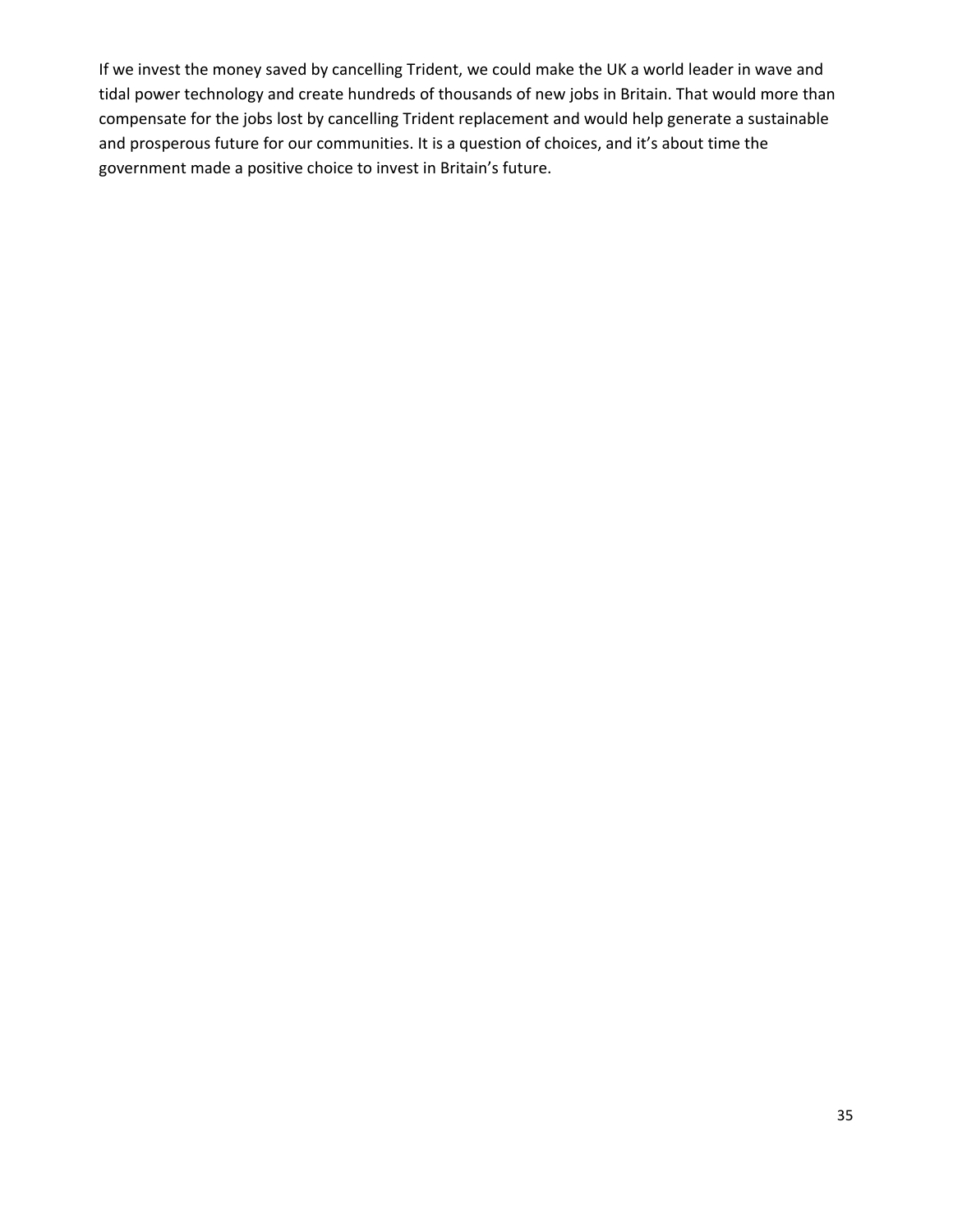If we invest the money saved by cancelling Trident, we could make the UK a world leader in wave and tidal power technology and create hundreds of thousands of new jobs in Britain. That would more than compensate for the jobs lost by cancelling Trident replacement and would help generate a sustainable and prosperous future for our communities. It is a question of choices, and it's about time the government made a positive choice to invest in Britain's future.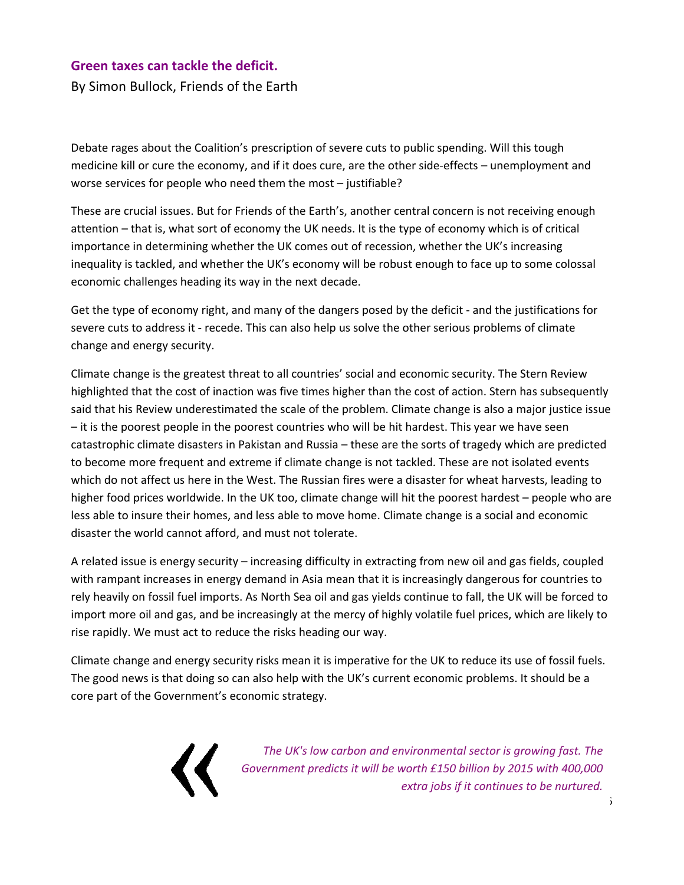## Green taxes can tackle the deficit.

By Simon Bullock, Friends of the Earth

Debate rages about the Coalition's prescription of severe cuts to public spending. Will this tough medicine kill or cure the economy, and if it does cure, are the other side-effects – unemployment and worse services for people who need them the most – justifiable?

These are crucial issues. But for Friends of the Earth's, another central concern is not receiving enough attention – that is, what sort of economy the UK needs. It is the type of economy which is of critical importance in determining whether the UK comes out of recession, whether the UK's increasing inequality is tackled, and whether the UK's economy will be robust enough to face up to some colossal economic challenges heading its way in the next decade.

Get the type of economy right, and many of the dangers posed by the deficit - and the justifications for severe cuts to address it - recede. This can also help us solve the other serious problems of climate change and energy security.

Climate change is the greatest threat to all countries' social and economic security. The Stern Review highlighted that the cost of inaction was five times higher than the cost of action. Stern has subsequently said that his Review underestimated the scale of the problem. Climate change is also a major justice issue – it is the poorest people in the poorest countries who will be hit hardest. This year we have seen catastrophic climate disasters in Pakistan and Russia – these are the sorts of tragedy which are predicted to become more frequent and extreme if climate change is not tackled. These are not isolated events which do not affect us here in the West. The Russian fires were a disaster for wheat harvests, leading to higher food prices worldwide. In the UK too, climate change will hit the poorest hardest – people who are less able to insure their homes, and less able to move home. Climate change is a social and economic disaster the world cannot afford, and must not tolerate.

A related issue is energy security – increasing difficulty in extracting from new oil and gas fields, coupled with rampant increases in energy demand in Asia mean that it is increasingly dangerous for countries to rely heavily on fossil fuel imports. As North Sea oil and gas yields continue to fall, the UK will be forced to import more oil and gas, and be increasingly at the mercy of highly volatile fuel prices, which are likely to rise rapidly. We must act to reduce the risks heading our way.

Climate change and energy security risks mean it is imperative for the UK to reduce its use of fossil fuels. The good news is that doing so can also help with the UK's current economic problems. It should be a core part of the Government's economic strategy.

> *The UK's low carbon and environmental sector is growing fast. The Government predicts it will be worth £150 billion by 2015 with 400,000 extra jobs if it continues to be nurtured.*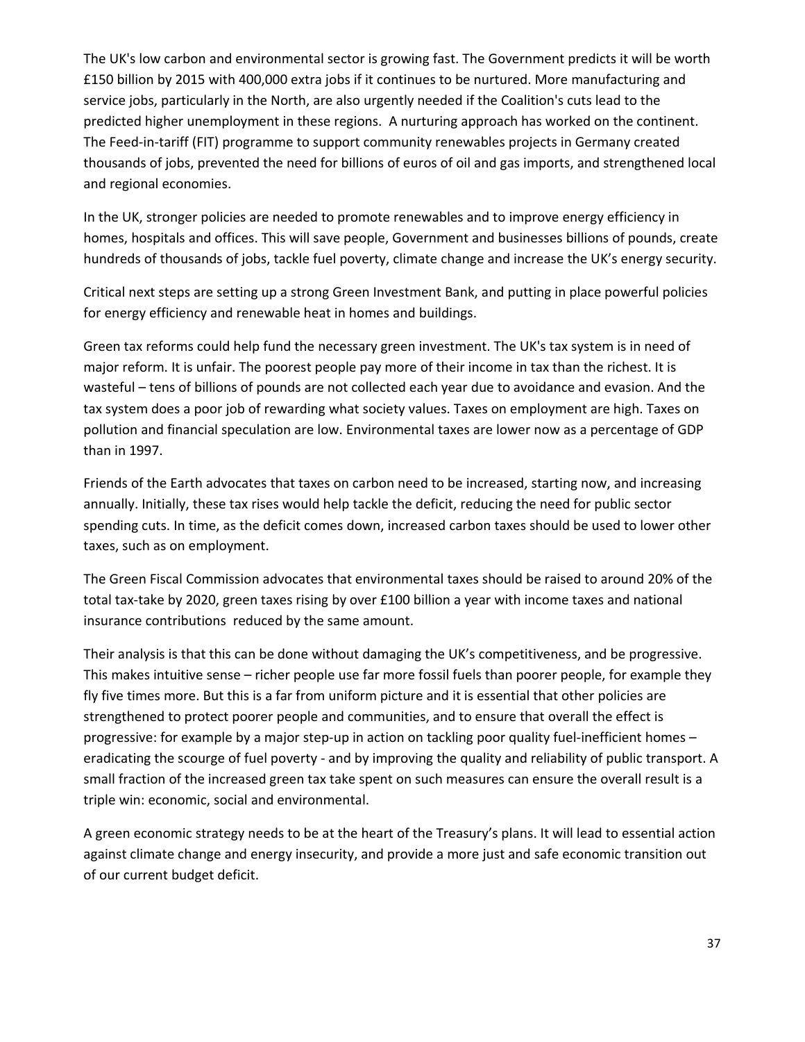The UK's low carbon and environmental sector is growing fast. The Government predicts it will be worth £150 billion by 2015 with 400,000 extra jobs if it continues to be nurtured. More manufacturing and service jobs, particularly in the North, are also urgently needed if the Coalition's cuts lead to the predicted higher unemployment in these regions. A nurturing approach has worked on the continent. The Feed-in-tariff (FIT) programme to support community renewables projects in Germany created thousands of jobs, prevented the need for billions of euros of oil and gas imports, and strengthened local and regional economies.

In the UK, stronger policies are needed to promote renewables and to improve energy efficiency in homes, hospitals and offices. This will save people, Government and businesses billions of pounds, create hundreds of thousands of jobs, tackle fuel poverty, climate change and increase the UK's energy security.

Critical next steps are setting up a strong Green Investment Bank, and putting in place powerful policies for energy efficiency and renewable heat in homes and buildings.

Green tax reforms could help fund the necessary green investment. The UK's tax system is in need of major reform. It is unfair. The poorest people pay more of their income in tax than the richest. It is wasteful – tens of billions of pounds are not collected each year due to avoidance and evasion. And the tax system does a poor job of rewarding what society values. Taxes on employment are high. Taxes on pollution and financial speculation are low. Environmental taxes are lower now as a percentage of GDP than in 1997.

Friends of the Earth advocates that taxes on carbon need to be increased, starting now, and increasing annually. Initially, these tax rises would help tackle the deficit, reducing the need for public sector spending cuts. In time, as the deficit comes down, increased carbon taxes should be used to lower other taxes, such as on employment.

The Green Fiscal Commission advocates that environmental taxes should be raised to around 20% of the total tax-take by 2020, green taxes rising by over £100 billion a year with income taxes and national insurance contributions reduced by the same amount.

Their analysis is that this can be done without damaging the UK's competitiveness, and be progressive. This makes intuitive sense – richer people use far more fossil fuels than poorer people, for example they fly five times more. But this is a far from uniform picture and it is essential that other policies are strengthened to protect poorer people and communities, and to ensure that overall the effect is progressive: for example by a major step-up in action on tackling poor quality fuel-inefficient homes – eradicating the scourge of fuel poverty - and by improving the quality and reliability of public transport. A small fraction of the increased green tax take spent on such measures can ensure the overall result is a triple win: economic, social and environmental.

A green economic strategy needs to be at the heart of the Treasury's plans. It will lead to essential action against climate change and energy insecurity, and provide a more just and safe economic transition out of our current budget deficit.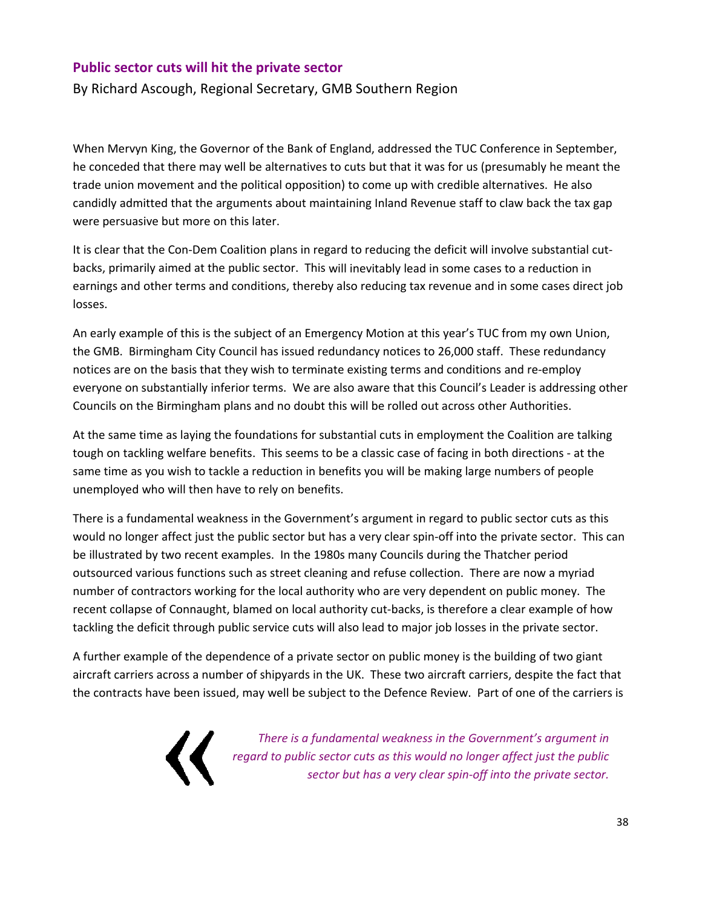## Public sector cuts will hit the private sector

By Richard Ascough, Regional Secretary, GMB Southern Region

When Mervyn King, the Governor of the Bank of England, addressed the TUC Conference in September, he conceded that there may well be alternatives to cuts but that it was for us (presumably he meant the trade union movement and the political opposition) to come up with credible alternatives. He also candidly admitted that the arguments about maintaining Inland Revenue staff to claw back the tax gap were persuasive but more on this later.

It is clear that the Con-Dem Coalition plans in regard to reducing the deficit will involve substantial cut-backs, primarily aimed at the public sector. This will inevitably lead in some cases to a reduction in earnings and other terms and conditions, thereby also reducing tax revenue and in some cases direct job losses.

An early example of this is the subject of an Emergency Motion at this year's TUC from my own Union, the GMB. Birmingham City Council has issued redundancy notices to 26,000 staff. These redundancy notices are on the basis that they wish to terminate existing terms and conditions and re-employ everyone on substantially inferior terms. We are also aware that this Council's Leader is addressing other Councils on the Birmingham plans and no doubt this will be rolled out across other Authorities.

At the same time as laying the foundations for substantial cuts in employment the Coalition are talking tough on tackling welfare benefits. This seems to be a classic case of facing in both directions - at the same time as you wish to tackle a reduction in benefits you will be making large numbers of people unemployed who will then have to rely on benefits.

There is a fundamental weakness in the Government's argument in regard to public sector cuts as this would no longer affect just the public sector but has a very clear spin-off into the private sector. This can be illustrated by two recent examples. In the 1980s many Councils during the Thatcher period outsourced various functions such as street cleaning and refuse collection. There are now a myriad number of contractors working for the local authority who are very dependent on public money. The recent collapse of Connaught, blamed on local authority cut-backs, is therefore a clear example of how tackling the deficit through public service cuts will also lead to major job losses in the private sector.

A further example of the dependence of a private sector on public money is the building of two giant aircraft carriers across a number of shipyards in the UK. These two aircraft carriers, despite the fact that the contracts have been issued, may well be subject to the Defence Review. Part of one of the carriers is

> *There is a fundamental weakness in the Government's argument in regard to public sector cuts as this would no longer affect just the public sector but has a very clear spin-off into the private sector.*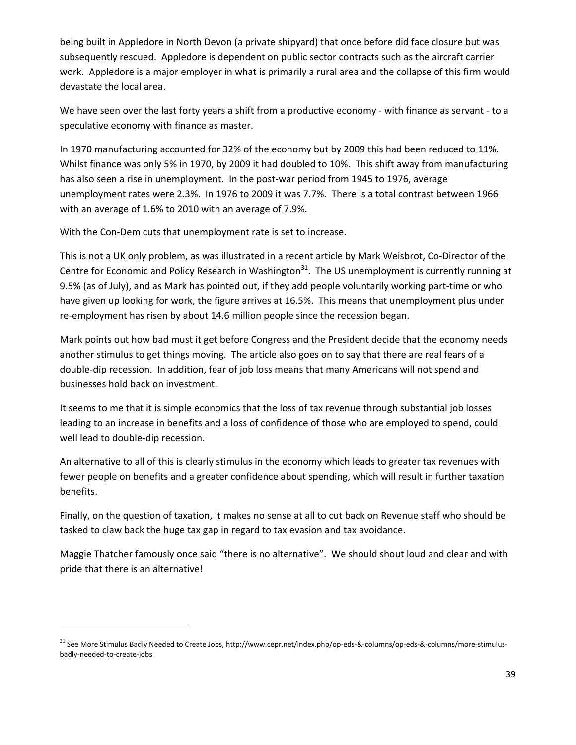being built in Appledore in North Devon (a private shipyard) that once before did face closure but was subsequently rescued. Appledore is dependent on public sector contracts such as the aircraft carrier work. Appledore is a major employer in what is primarily a rural area and the collapse of this firm would devastate the local area.

We have seen over the last forty years a shift from a productive economy - with finance as servant - to a speculative economy with finance as master.

In 1970 manufacturing accounted for 32% of the economy but by 2009 this had been reduced to 11%. Whilst finance was only 5% in 1970, by 2009 it had doubled to 10%. This shift away from manufacturing has also seen a rise in unemployment. In the post-war period from 1945 to 1976, average unemployment rates were 2.3%. In 1976 to 2009 it was 7.7%. There is a total contrast between 1966 with an average of 1.6% to 2010 with an average of 7.9%.

With the Con-Dem cuts that unemployment rate is set to increase.

This is not a UK only problem, as was illustrated in a recent article by Mark Weisbrot, Co-Director of the Centre for Economic and Policy Research in Washington[31]. The US unemployment is currently running at 9.5% (as of July), and as Mark has pointed out, if they add people voluntarily working part-time or who have given up looking for work, the figure arrives at 16.5%. This means that unemployment plus under re-employment has risen by about 14.6 million people since the recession began.

Mark points out how bad must it get before Congress and the President decide that the economy needs another stimulus to get things moving. The article also goes on to say that there are real fears of a double-dip recession. In addition, fear of job loss means that many Americans will not spend and businesses hold back on investment.

It seems to me that it is simple economics that the loss of tax revenue through substantial job losses leading to an increase in benefits and a loss of confidence of those who are employed to spend, could well lead to double-dip recession.

An alternative to all of this is clearly stimulus in the economy which leads to greater tax revenues with fewer people on benefits and a greater confidence about spending, which will result in further taxation benefits.

Finally, on the question of taxation, it makes no sense at all to cut back on Revenue staff who should be tasked to claw back the huge tax gap in regard to tax evasion and tax avoidance.

Maggie Thatcher famously once said "there is no alternative". We should shout loud and clear and with pride that there is an alternative!

---

[31] See More Stimulus Badly Needed to Create Jobs, http://www.cepr.net/index.php/op-eds-&-columns/op-eds-&-columns/more-stimulus-badly-needed-to-create-jobs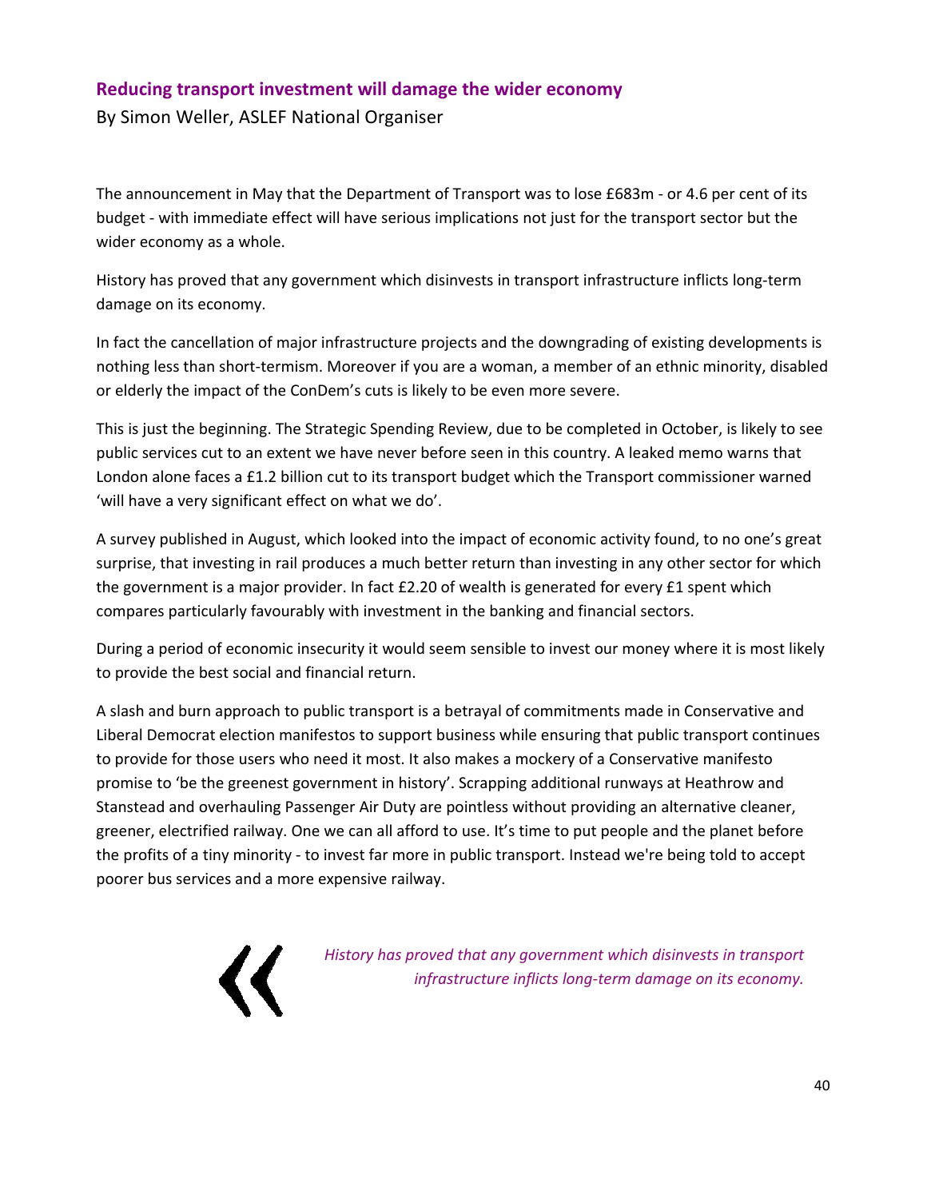## Reducing transport investment will damage the wider economy

By Simon Weller, ASLEF National Organiser

The announcement in May that the Department of Transport was to lose £683m - or 4.6 per cent of its budget - with immediate effect will have serious implications not just for the transport sector but the wider economy as a whole.

History has proved that any government which disinvests in transport infrastructure inflicts long-term damage on its economy.

In fact the cancellation of major infrastructure projects and the downgrading of existing developments is nothing less than short-termism. Moreover if you are a woman, a member of an ethnic minority, disabled or elderly the impact of the ConDem's cuts is likely to be even more severe.

This is just the beginning. The Strategic Spending Review, due to be completed in October, is likely to see public services cut to an extent we have never before seen in this country. A leaked memo warns that London alone faces a £1.2 billion cut to its transport budget which the Transport commissioner warned 'will have a very significant effect on what we do'.

A survey published in August, which looked into the impact of economic activity found, to no one's great surprise, that investing in rail produces a much better return than investing in any other sector for which the government is a major provider. In fact £2.20 of wealth is generated for every £1 spent which compares particularly favourably with investment in the banking and financial sectors.

During a period of economic insecurity it would seem sensible to invest our money where it is most likely to provide the best social and financial return.

A slash and burn approach to public transport is a betrayal of commitments made in Conservative and Liberal Democrat election manifestos to support business while ensuring that public transport continues to provide for those users who need it most. It also makes a mockery of a Conservative manifesto promise to 'be the greenest government in history'. Scrapping additional runways at Heathrow and Stanstead and overhauling Passenger Air Duty are pointless without providing an alternative cleaner, greener, electrified railway. One we can all afford to use. It's time to put people and the planet before the profits of a tiny minority - to invest far more in public transport. Instead we're being told to accept poorer bus services and a more expensive railway.

> *History has proved that any government which disinvests in transport infrastructure inflicts long-term damage on its economy.*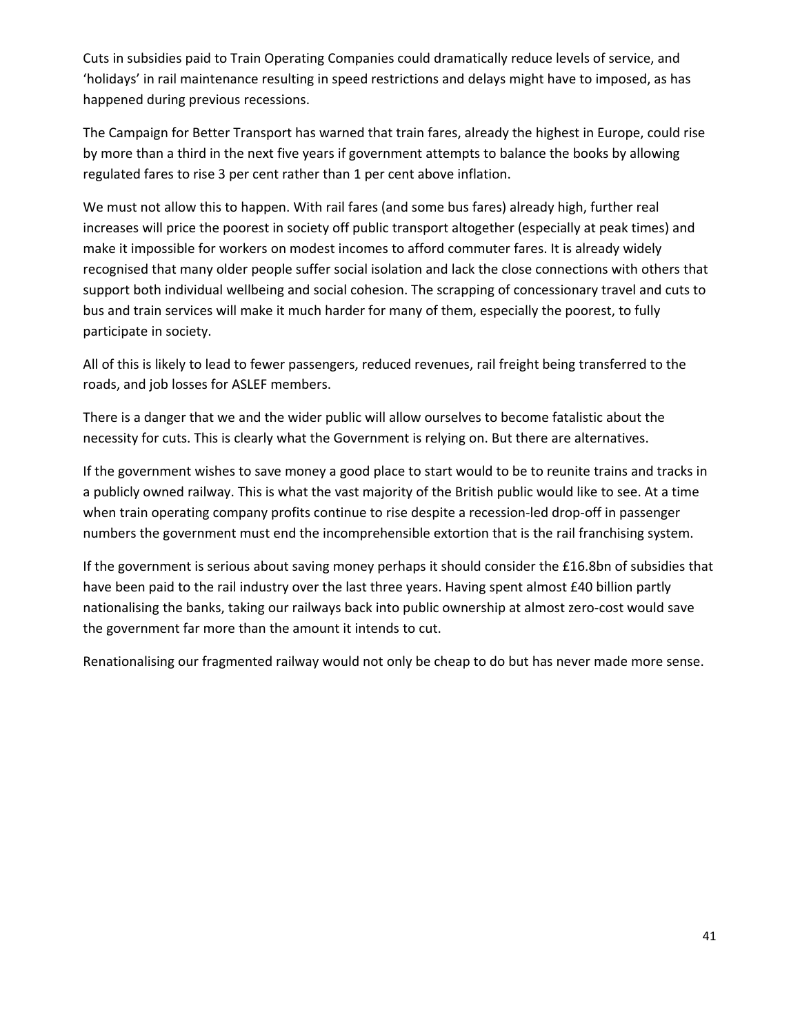Cuts in subsidies paid to Train Operating Companies could dramatically reduce levels of service, and 'holidays' in rail maintenance resulting in speed restrictions and delays might have to imposed, as has happened during previous recessions.

The Campaign for Better Transport has warned that train fares, already the highest in Europe, could rise by more than a third in the next five years if government attempts to balance the books by allowing regulated fares to rise 3 per cent rather than 1 per cent above inflation.

We must not allow this to happen. With rail fares (and some bus fares) already high, further real increases will price the poorest in society off public transport altogether (especially at peak times) and make it impossible for workers on modest incomes to afford commuter fares. It is already widely recognised that many older people suffer social isolation and lack the close connections with others that support both individual wellbeing and social cohesion. The scrapping of concessionary travel and cuts to bus and train services will make it much harder for many of them, especially the poorest, to fully participate in society.

All of this is likely to lead to fewer passengers, reduced revenues, rail freight being transferred to the roads, and job losses for ASLEF members.

There is a danger that we and the wider public will allow ourselves to become fatalistic about the necessity for cuts. This is clearly what the Government is relying on. But there are alternatives.

If the government wishes to save money a good place to start would to be to reunite trains and tracks in a publicly owned railway. This is what the vast majority of the British public would like to see. At a time when train operating company profits continue to rise despite a recession-led drop-off in passenger numbers the government must end the incomprehensible extortion that is the rail franchising system.

If the government is serious about saving money perhaps it should consider the £16.8bn of subsidies that have been paid to the rail industry over the last three years. Having spent almost £40 billion partly nationalising the banks, taking our railways back into public ownership at almost zero-cost would save the government far more than the amount it intends to cut.

Renationalising our fragmented railway would not only be cheap to do but has never made more sense.